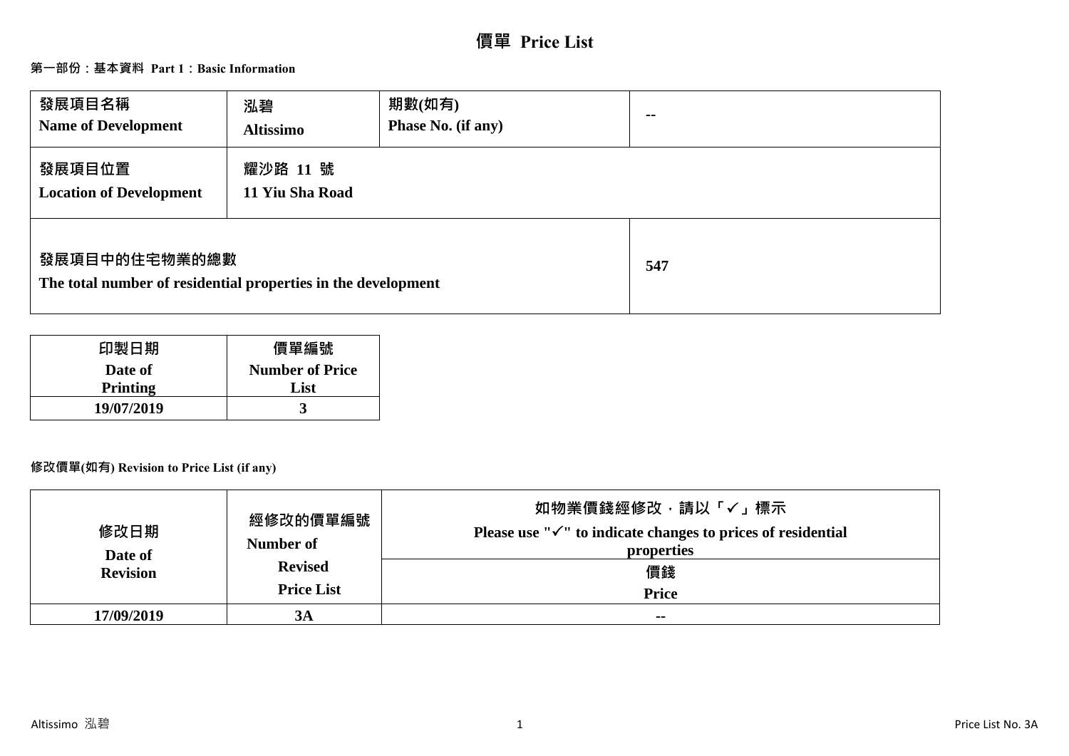# 價單 Price List

## 第一部份：基本資料 Part 1：Basic Information

| 發展項目名稱<br>Name of Development | 泓碧<br>Altissimo | 期數(如有)<br>Phase No. (if any) | -- |
|---|---|---|---|
| 發展項目位置<br>Location of Development | 耀沙路 11 號<br>11 Yiu Sha Road | | |
| 發展項目中的住宅物業的總數<br>The total number of residential properties in the development | | | 547 |

| 印製日期<br>Date of Printing | 價單編號<br>Number of Price List |
|---|---|
| 19/07/2019 | 3 |

### 修改價單(如有) Revision to Price List (if any)

| 修改日期<br>Date of Revision | 經修改的價單編號<br>Number of Revised Price List | 如物業價錢經修改，請以「✓」標示<br>Please use "✓" to indicate changes to prices of residential properties |
|---|---|---|
| | | 價錢<br>Price |
| 17/09/2019 | 3A | -- |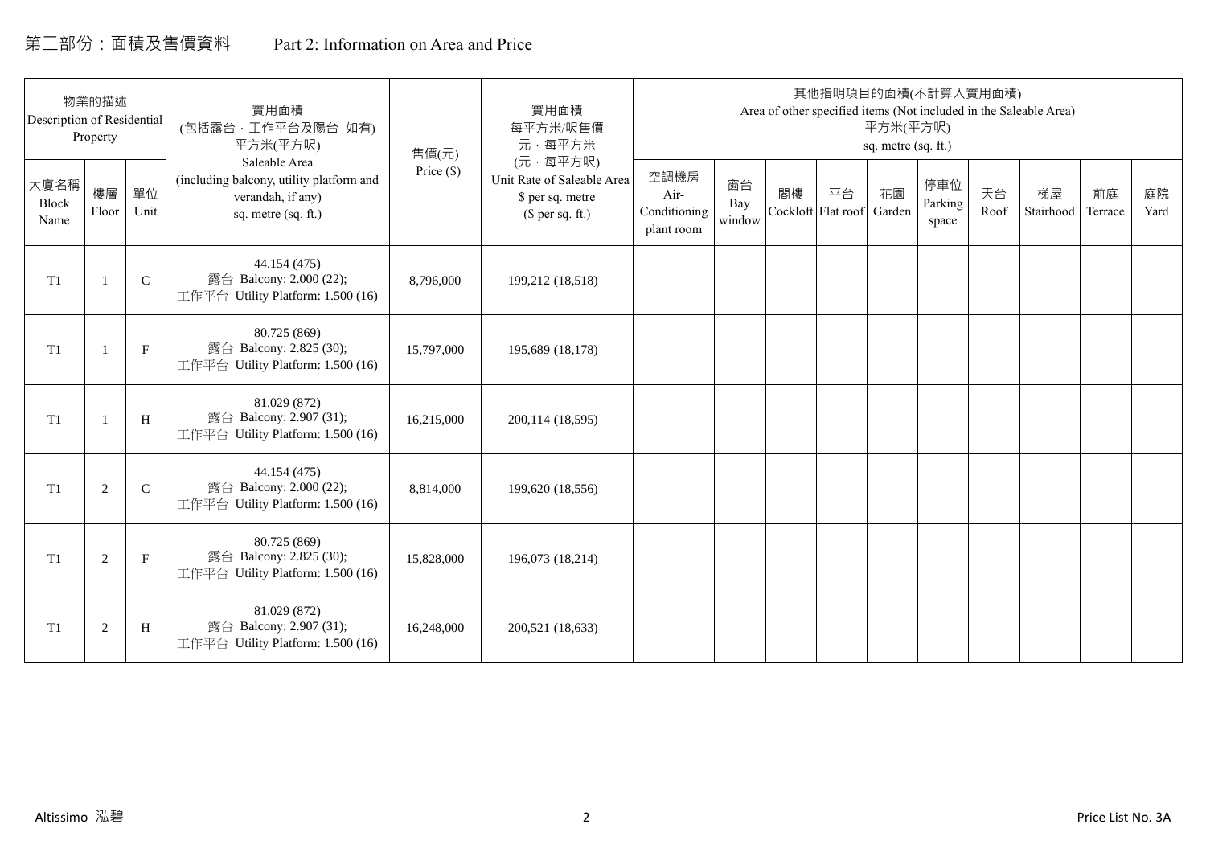# 第二部份：面積及售價資料　　Part 2: Information on Area and Price

| 物業的描述 Description of Residential Property | | | 實用面積 (包括露台，工作平台及陽台 如有) 平方米(平方呎) Saleable Area (including balcony, utility platform and verandah, if any) sq. metre (sq. ft.) | 售價(元) Price ($) | 實用面積 每平方米/呎售價 元，每平方米 (元，每平方呎) Unit Rate of Saleable Area $ per sq. metre ($ per sq. ft.) | 其他指明項目的面積(不計算入實用面積) Area of other specified items (Not included in the Saleable Area) 平方米(平方呎) sq. metre (sq. ft.) | | | | | | | | | |
|---|---|---|---|---|---|---|---|---|---|---|---|---|---|---|---|
| 大廈名稱 Block Name | 樓層 Floor | 單位 Unit | | | | 空調機房 Air-Conditioning plant room | 窗台 Bay window | 閣樓 Cockloft | 平台 Flat roof | 花園 Garden | 停車位 Parking space | 天台 Roof | 梯屋 Stairhood | 前庭 Terrace | 庭院 Yard |
| T1 | 1 | C | 44.154 (475) 露台 Balcony: 2.000 (22); 工作平台 Utility Platform: 1.500 (16) | 8,796,000 | 199,212 (18,518) | | | | | | | | | | |
| T1 | 1 | F | 80.725 (869) 露台 Balcony: 2.825 (30); 工作平台 Utility Platform: 1.500 (16) | 15,797,000 | 195,689 (18,178) | | | | | | | | | | |
| T1 | 1 | H | 81.029 (872) 露台 Balcony: 2.907 (31); 工作平台 Utility Platform: 1.500 (16) | 16,215,000 | 200,114 (18,595) | | | | | | | | | | |
| T1 | 2 | C | 44.154 (475) 露台 Balcony: 2.000 (22); 工作平台 Utility Platform: 1.500 (16) | 8,814,000 | 199,620 (18,556) | | | | | | | | | | |
| T1 | 2 | F | 80.725 (869) 露台 Balcony: 2.825 (30); 工作平台 Utility Platform: 1.500 (16) | 15,828,000 | 196,073 (18,214) | | | | | | | | | | |
| T1 | 2 | H | 81.029 (872) 露台 Balcony: 2.907 (31); 工作平台 Utility Platform: 1.500 (16) | 16,248,000 | 200,521 (18,633) | | | | | | | | | | |

Altissimo 泓碧　　Price List No. 3A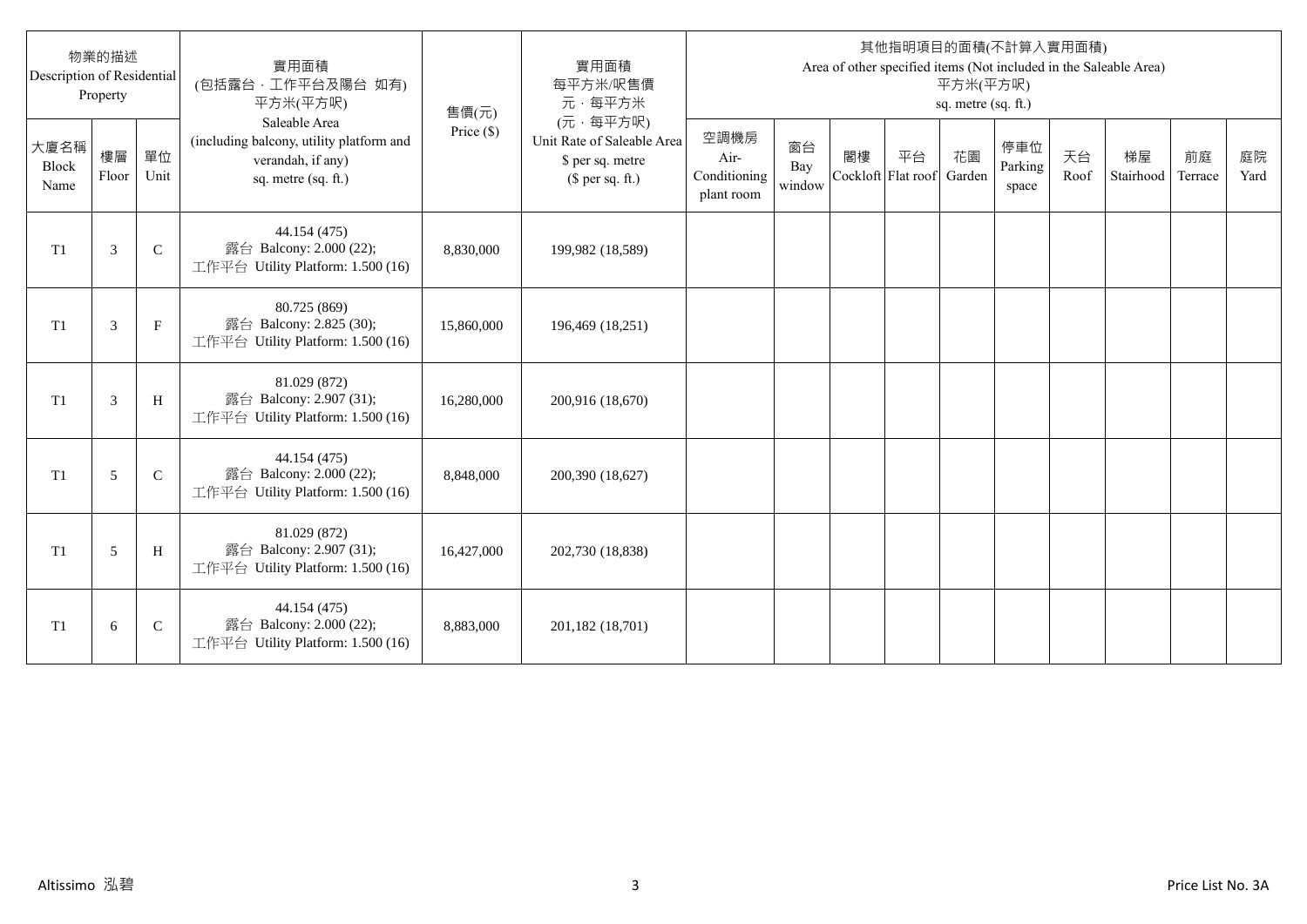| 物業的描述 Description of Residential Property | | | 實用面積 (包括露台，工作平台及陽台 如有) 平方米(平方呎) Saleable Area (including balcony, utility platform and verandah, if any) sq. metre (sq. ft.) | 售價(元) Price ($) | 實用面積 每平方米/呎售價 元，每平方米 (元，每平方呎) Unit Rate of Saleable Area $ per sq. metre ($ per sq. ft.) | 其他指明項目的面積(不計算入實用面積) Area of other specified items (Not included in the Saleable Area) 平方米(平方呎) sq. metre (sq. ft.) | | | | | | | | | |
|---|---|---|---|---|---|---|---|---|---|---|---|---|---|---|---|
| 大廈名稱 Block Name | 樓層 Floor | 單位 Unit | | | | 空調機房 Air-Conditioning plant room | 窗台 Bay window | 閣樓 Cockloft | 平台 Flat roof | 花園 Garden | 停車位 Parking space | 天台 Roof | 梯屋 Stairhood | 前庭 Terrace | 庭院 Yard |
| T1 | 3 | C | 44.154 (475) 露台 Balcony: 2.000 (22); 工作平台 Utility Platform: 1.500 (16) | 8,830,000 | 199,982 (18,589) | | | | | | | | | | |
| T1 | 3 | F | 80.725 (869) 露台 Balcony: 2.825 (30); 工作平台 Utility Platform: 1.500 (16) | 15,860,000 | 196,469 (18,251) | | | | | | | | | | |
| T1 | 3 | H | 81.029 (872) 露台 Balcony: 2.907 (31); 工作平台 Utility Platform: 1.500 (16) | 16,280,000 | 200,916 (18,670) | | | | | | | | | | |
| T1 | 5 | C | 44.154 (475) 露台 Balcony: 2.000 (22); 工作平台 Utility Platform: 1.500 (16) | 8,848,000 | 200,390 (18,627) | | | | | | | | | | |
| T1 | 5 | H | 81.029 (872) 露台 Balcony: 2.907 (31); 工作平台 Utility Platform: 1.500 (16) | 16,427,000 | 202,730 (18,838) | | | | | | | | | | |
| T1 | 6 | C | 44.154 (475) 露台 Balcony: 2.000 (22); 工作平台 Utility Platform: 1.500 (16) | 8,883,000 | 201,182 (18,701) | | | | | | | | | | |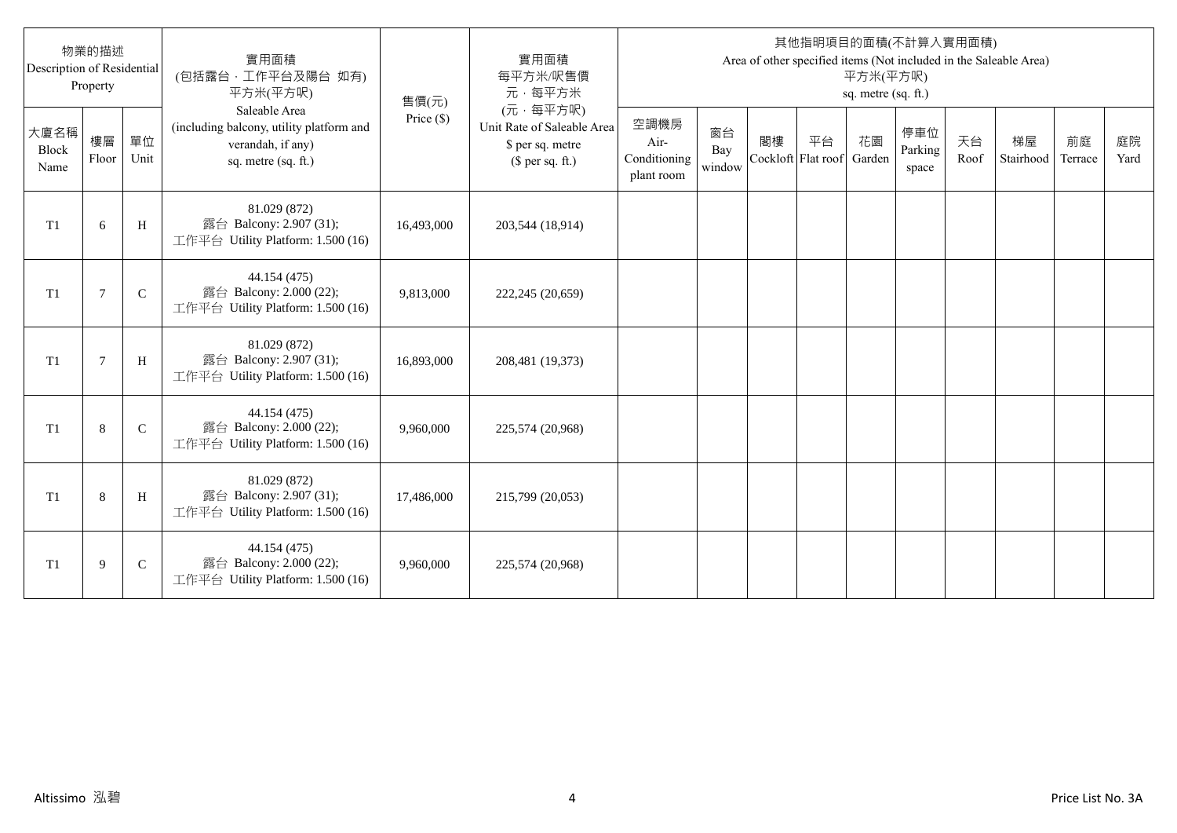| 物業的描述 Description of Residential Property | | | 實用面積 (包括露台．工作平台及陽台 如有) 平方米(平方呎) Saleable Area (including balcony, utility platform and verandah, if any) sq. metre (sq. ft.) | 售價(元) Price ($) | 實用面積 每平方米/呎售價 元．每平方米 (元．每平方呎) Unit Rate of Saleable Area $ per sq. metre ($ per sq. ft.) | 其他指明項目的面積(不計算入實用面積) Area of other specified items (Not included in the Saleable Area) 平方米(平方呎) sq. metre (sq. ft.) | | | | | | | | | |
|---|---|---|---|---|---|---|---|---|---|---|---|---|---|---|---|
| 大廈名稱 Block Name | 樓層 Floor | 單位 Unit | | | | 空調機房 Air-Conditioning plant room | 窗台 Bay window | 閣樓 Cockloft | 平台 Flat roof | 花園 Garden | 停車位 Parking space | 天台 Roof | 梯屋 Stairhood | 前庭 Terrace | 庭院 Yard |
| T1 | 6 | H | 81.029 (872) 露台 Balcony: 2.907 (31); 工作平台 Utility Platform: 1.500 (16) | 16,493,000 | 203,544 (18,914) | | | | | | | | | | |
| T1 | 7 | C | 44.154 (475) 露台 Balcony: 2.000 (22); 工作平台 Utility Platform: 1.500 (16) | 9,813,000 | 222,245 (20,659) | | | | | | | | | | |
| T1 | 7 | H | 81.029 (872) 露台 Balcony: 2.907 (31); 工作平台 Utility Platform: 1.500 (16) | 16,893,000 | 208,481 (19,373) | | | | | | | | | | |
| T1 | 8 | C | 44.154 (475) 露台 Balcony: 2.000 (22); 工作平台 Utility Platform: 1.500 (16) | 9,960,000 | 225,574 (20,968) | | | | | | | | | | |
| T1 | 8 | H | 81.029 (872) 露台 Balcony: 2.907 (31); 工作平台 Utility Platform: 1.500 (16) | 17,486,000 | 215,799 (20,053) | | | | | | | | | | |
| T1 | 9 | C | 44.154 (475) 露台 Balcony: 2.000 (22); 工作平台 Utility Platform: 1.500 (16) | 9,960,000 | 225,574 (20,968) | | | | | | | | | | |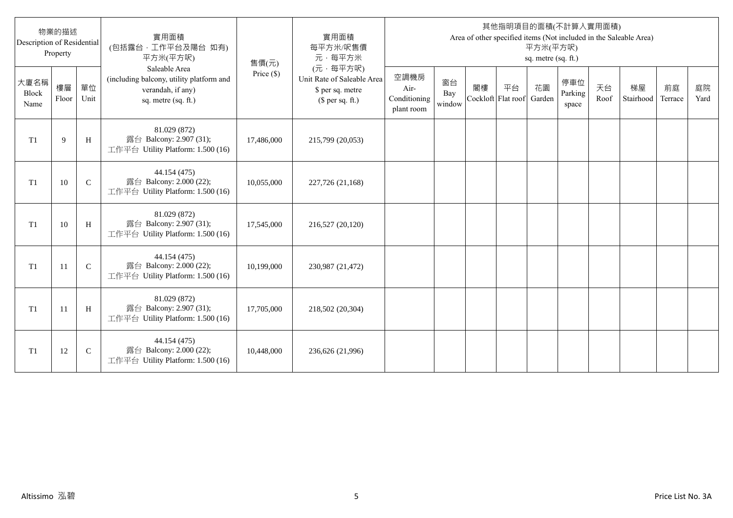| 物業的描述 Description of Residential Property | | | 實用面積 (包括露台・工作平台及陽台 如有) 平方米(平方呎) Saleable Area (including balcony, utility platform and verandah, if any) sq. metre (sq. ft.) | 售價(元) Price ($) | 實用面積 每平方米/呎售價 元・每平方米 (元・每平方呎) Unit Rate of Saleable Area $ per sq. metre ($ per sq. ft.) | 其他指明項目的面積(不計算入實用面積) Area of other specified items (Not included in the Saleable Area) 平方米(平方呎) sq. metre (sq. ft.) | | | | | | | | | |
|---|---|---|---|---|---|---|---|---|---|---|---|---|---|---|---|
| 大廈名稱 Block Name | 樓層 Floor | 單位 Unit | | | | 空調機房 Air-Conditioning plant room | 窗台 Bay window | 閣樓 Cockloft | 平台 Flat roof | 花園 Garden | 停車位 Parking space | 天台 Roof | 梯屋 Stairhood | 前庭 Terrace | 庭院 Yard |
| T1 | 9 | H | 81.029 (872) 露台 Balcony: 2.907 (31); 工作平台 Utility Platform: 1.500 (16) | 17,486,000 | 215,799 (20,053) | | | | | | | | | | |
| T1 | 10 | C | 44.154 (475) 露台 Balcony: 2.000 (22); 工作平台 Utility Platform: 1.500 (16) | 10,055,000 | 227,726 (21,168) | | | | | | | | | | |
| T1 | 10 | H | 81.029 (872) 露台 Balcony: 2.907 (31); 工作平台 Utility Platform: 1.500 (16) | 17,545,000 | 216,527 (20,120) | | | | | | | | | | |
| T1 | 11 | C | 44.154 (475) 露台 Balcony: 2.000 (22); 工作平台 Utility Platform: 1.500 (16) | 10,199,000 | 230,987 (21,472) | | | | | | | | | | |
| T1 | 11 | H | 81.029 (872) 露台 Balcony: 2.907 (31); 工作平台 Utility Platform: 1.500 (16) | 17,705,000 | 218,502 (20,304) | | | | | | | | | | |
| T1 | 12 | C | 44.154 (475) 露台 Balcony: 2.000 (22); 工作平台 Utility Platform: 1.500 (16) | 10,448,000 | 236,626 (21,996) | | | | | | | | | | |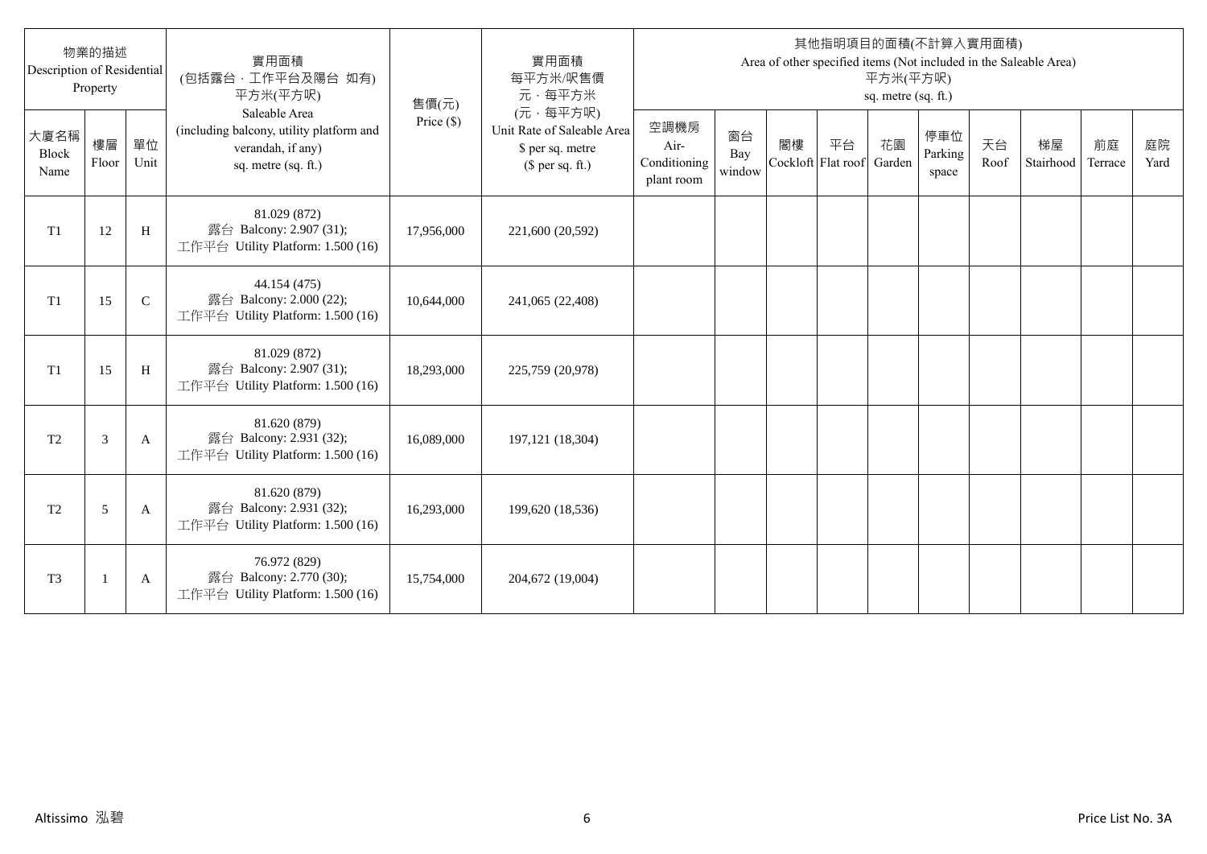| 物業的描述 Description of Residential Property | | | 實用面積 (包括露台．工作平台及陽台 如有) 平方米(平方呎) Saleable Area (including balcony, utility platform and verandah, if any) sq. metre (sq. ft.) | 售價(元) Price ($) | 實用面積 每平方米/呎售價 元，每平方米 (元，每平方呎) Unit Rate of Saleable Area $ per sq. metre ($ per sq. ft.) | 其他指明項目的面積(不計算入實用面積) Area of other specified items (Not included in the Saleable Area) 平方米(平方呎) sq. metre (sq. ft.) | | | | | | | | | |
|---|---|---|---|---|---|---|---|---|---|---|---|---|---|---|---|
| 大廈名稱 Block Name | 樓層 Floor | 單位 Unit | | | | 空調機房 Air-Conditioning plant room | 窗台 Bay window | 閣樓 Cockloft | 平台 Flat roof | 花園 Garden | 停車位 Parking space | 天台 Roof | 梯屋 Stairhood | 前庭 Terrace | 庭院 Yard |
| T1 | 12 | H | 81.029 (872) 露台 Balcony: 2.907 (31); 工作平台 Utility Platform: 1.500 (16) | 17,956,000 | 221,600 (20,592) | | | | | | | | | | |
| T1 | 15 | C | 44.154 (475) 露台 Balcony: 2.000 (22); 工作平台 Utility Platform: 1.500 (16) | 10,644,000 | 241,065 (22,408) | | | | | | | | | | |
| T1 | 15 | H | 81.029 (872) 露台 Balcony: 2.907 (31); 工作平台 Utility Platform: 1.500 (16) | 18,293,000 | 225,759 (20,978) | | | | | | | | | | |
| T2 | 3 | A | 81.620 (879) 露台 Balcony: 2.931 (32); 工作平台 Utility Platform: 1.500 (16) | 16,089,000 | 197,121 (18,304) | | | | | | | | | | |
| T2 | 5 | A | 81.620 (879) 露台 Balcony: 2.931 (32); 工作平台 Utility Platform: 1.500 (16) | 16,293,000 | 199,620 (18,536) | | | | | | | | | | |
| T3 | 1 | A | 76.972 (829) 露台 Balcony: 2.770 (30); 工作平台 Utility Platform: 1.500 (16) | 15,754,000 | 204,672 (19,004) | | | | | | | | | | |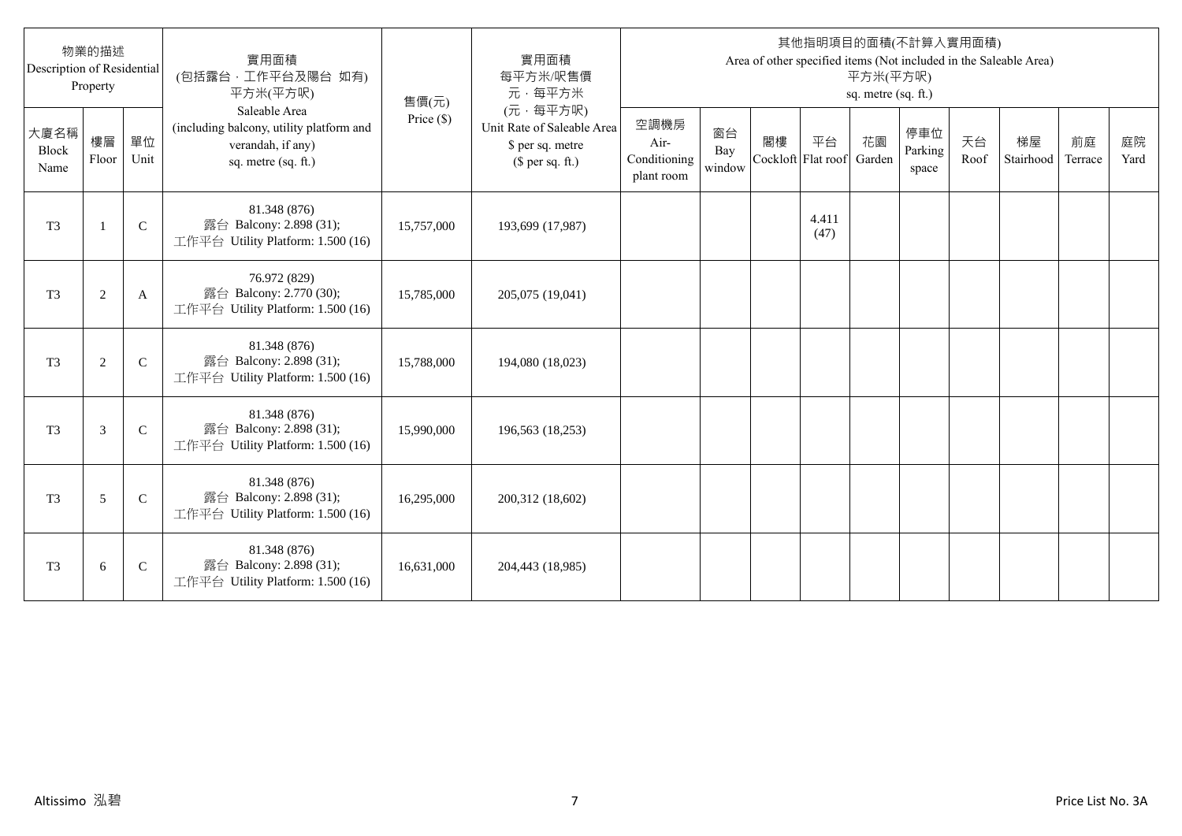| 物業的描述 Description of Residential Property | | | 實用面積 (包括露台，工作平台及陽台 如有) 平方米(平方呎) Saleable Area (including balcony, utility platform and verandah, if any) sq. metre (sq. ft.) | 售價(元) Price ($) | 實用面積 每平方米/呎售價 元，每平方米 (元，每平方呎) Unit Rate of Saleable Area $ per sq. metre ($ per sq. ft.) | 其他指明項目的面積(不計算入實用面積) Area of other specified items (Not included in the Saleable Area) 平方米(平方呎) sq. metre (sq. ft.) | | | | | | | | | |
|---|---|---|---|---|---|---|---|---|---|---|---|---|---|---|---|
| 大廈名稱 Block Name | 樓層 Floor | 單位 Unit | | | | 空調機房 Air-Conditioning plant room | 窗台 Bay window | 閣樓 Cockloft | 平台 Flat roof | 花園 Garden | 停車位 Parking space | 天台 Roof | 梯屋 Stairhood | 前庭 Terrace | 庭院 Yard |
| T3 | 1 | C | 81.348 (876) 露台 Balcony: 2.898 (31); 工作平台 Utility Platform: 1.500 (16) | 15,757,000 | 193,699 (17,987) | | | | 4.411 (47) | | | | | | |
| T3 | 2 | A | 76.972 (829) 露台 Balcony: 2.770 (30); 工作平台 Utility Platform: 1.500 (16) | 15,785,000 | 205,075 (19,041) | | | | | | | | | | |
| T3 | 2 | C | 81.348 (876) 露台 Balcony: 2.898 (31); 工作平台 Utility Platform: 1.500 (16) | 15,788,000 | 194,080 (18,023) | | | | | | | | | | |
| T3 | 3 | C | 81.348 (876) 露台 Balcony: 2.898 (31); 工作平台 Utility Platform: 1.500 (16) | 15,990,000 | 196,563 (18,253) | | | | | | | | | | |
| T3 | 5 | C | 81.348 (876) 露台 Balcony: 2.898 (31); 工作平台 Utility Platform: 1.500 (16) | 16,295,000 | 200,312 (18,602) | | | | | | | | | | |
| T3 | 6 | C | 81.348 (876) 露台 Balcony: 2.898 (31); 工作平台 Utility Platform: 1.500 (16) | 16,631,000 | 204,443 (18,985) | | | | | | | | | | |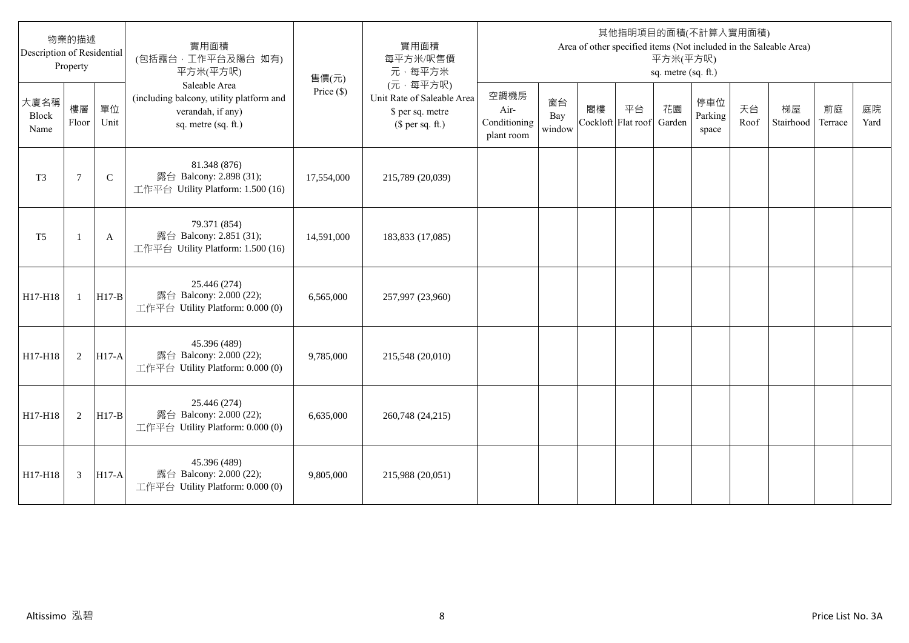| 物業的描述 Description of Residential Property | | | 實用面積 (包括露台，工作平台及陽台 如有) 平方米(平方呎) Saleable Area (including balcony, utility platform and verandah, if any) sq. metre (sq. ft.) | 售價(元) Price ($) | 實用面積 每平方米/呎售價 元，每平方米 (元，每平方呎) Unit Rate of Saleable Area $ per sq. metre ($ per sq. ft.) | 其他指明項目的面積(不計算入實用面積) Area of other specified items (Not included in the Saleable Area) 平方米(平方呎) sq. metre (sq. ft.) | | | | | | | | | |
|---|---|---|---|---|---|---|---|---|---|---|---|---|---|---|---|
| 大廈名稱 Block Name | 樓層 Floor | 單位 Unit | | | | 空調機房 Air-Conditioning plant room | 窗台 Bay window | 閣樓 Cockloft | 平台 Flat roof | 花園 Garden | 停車位 Parking space | 天台 Roof | 梯屋 Stairhood | 前庭 Terrace | 庭院 Yard |
| T3 | 7 | C | 81.348 (876) 露台 Balcony: 2.898 (31); 工作平台 Utility Platform: 1.500 (16) | 17,554,000 | 215,789 (20,039) | | | | | | | | | | |
| T5 | 1 | A | 79.371 (854) 露台 Balcony: 2.851 (31); 工作平台 Utility Platform: 1.500 (16) | 14,591,000 | 183,833 (17,085) | | | | | | | | | | |
| H17-H18 | 1 | H17-B | 25.446 (274) 露台 Balcony: 2.000 (22); 工作平台 Utility Platform: 0.000 (0) | 6,565,000 | 257,997 (23,960) | | | | | | | | | | |
| H17-H18 | 2 | H17-A | 45.396 (489) 露台 Balcony: 2.000 (22); 工作平台 Utility Platform: 0.000 (0) | 9,785,000 | 215,548 (20,010) | | | | | | | | | | |
| H17-H18 | 2 | H17-B | 25.446 (274) 露台 Balcony: 2.000 (22); 工作平台 Utility Platform: 0.000 (0) | 6,635,000 | 260,748 (24,215) | | | | | | | | | | |
| H17-H18 | 3 | H17-A | 45.396 (489) 露台 Balcony: 2.000 (22); 工作平台 Utility Platform: 0.000 (0) | 9,805,000 | 215,988 (20,051) | | | | | | | | | | |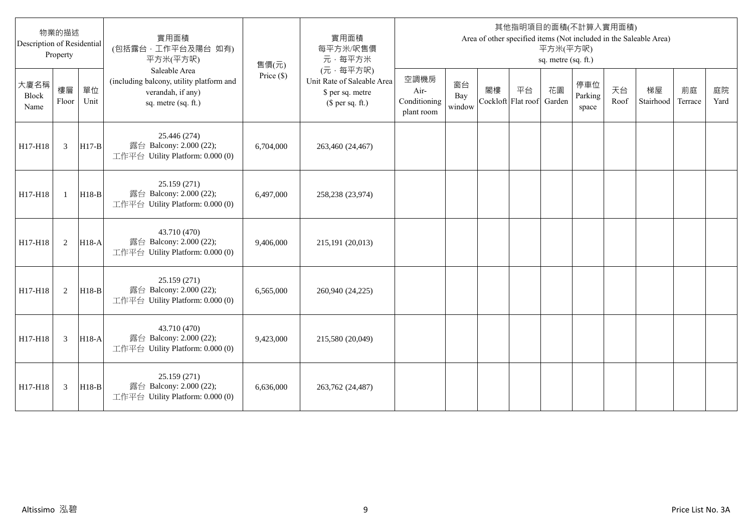| 物業的描述 Description of Residential Property | | | 實用面積 (包括露台．工作平台及陽台 如有) 平方米(平方呎) Saleable Area (including balcony, utility platform and verandah, if any) sq. metre (sq. ft.) | 售價(元) Price ($) | 實用面積 每平方米/呎售價 元．每平方米 (元．每平方呎) Unit Rate of Saleable Area $ per sq. metre ($ per sq. ft.) | 其他指明項目的面積(不計算入實用面積) Area of other specified items (Not included in the Saleable Area) 平方米(平方呎) sq. metre (sq. ft.) | | | | | | | | | |
|---|---|---|---|---|---|---|---|---|---|---|---|---|---|---|---|
| 大廈名稱 Block Name | 樓層 Floor | 單位 Unit | | | | 空調機房 Air-Conditioning plant room | 窗台 Bay window | 閣樓 Cockloft | 平台 Flat roof | 花園 Garden | 停車位 Parking space | 天台 Roof | 梯屋 Stairhood | 前庭 Terrace | 庭院 Yard |
| H17-H18 | 3 | H17-B | 25.446 (274) 露台 Balcony: 2.000 (22); 工作平台 Utility Platform: 0.000 (0) | 6,704,000 | 263,460 (24,467) | | | | | | | | | | |
| H17-H18 | 1 | H18-B | 25.159 (271) 露台 Balcony: 2.000 (22); 工作平台 Utility Platform: 0.000 (0) | 6,497,000 | 258,238 (23,974) | | | | | | | | | | |
| H17-H18 | 2 | H18-A | 43.710 (470) 露台 Balcony: 2.000 (22); 工作平台 Utility Platform: 0.000 (0) | 9,406,000 | 215,191 (20,013) | | | | | | | | | | |
| H17-H18 | 2 | H18-B | 25.159 (271) 露台 Balcony: 2.000 (22); 工作平台 Utility Platform: 0.000 (0) | 6,565,000 | 260,940 (24,225) | | | | | | | | | | |
| H17-H18 | 3 | H18-A | 43.710 (470) 露台 Balcony: 2.000 (22); 工作平台 Utility Platform: 0.000 (0) | 9,423,000 | 215,580 (20,049) | | | | | | | | | | |
| H17-H18 | 3 | H18-B | 25.159 (271) 露台 Balcony: 2.000 (22); 工作平台 Utility Platform: 0.000 (0) | 6,636,000 | 263,762 (24,487) | | | | | | | | | | |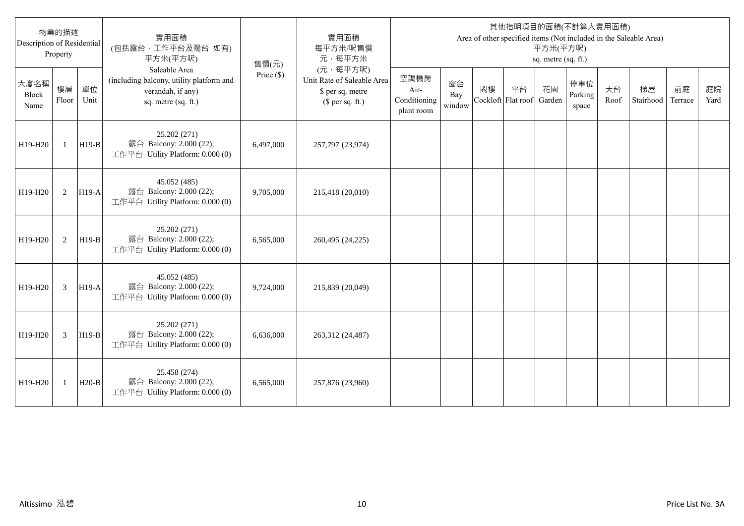| 物業的描述 Description of Residential Property | | | 實用面積 (包括露台，工作平台及陽台 如有) 平方米(平方呎) Saleable Area (including balcony, utility platform and verandah, if any) sq. metre (sq. ft.) | 售價(元) Price ($) | 實用面積 每平方米/呎售價 元，每平方米 (元，每平方呎) Unit Rate of Saleable Area $ per sq. metre ($ per sq. ft.) | 其他指明項目的面積(不計算入實用面積) Area of other specified items (Not included in the Saleable Area) 平方米(平方呎) sq. metre (sq. ft.) | | | | | | | | | |
|---|---|---|---|---|---|---|---|---|---|---|---|---|---|---|---|
| 大廈名稱 Block Name | 樓層 Floor | 單位 Unit | | | | 空調機房 Air-Conditioning plant room | 窗台 Bay window | 閣樓 Cockloft | 平台 Flat roof | 花園 Garden | 停車位 Parking space | 天台 Roof | 梯屋 Stairhood | 前庭 Terrace | 庭院 Yard |
| H19-H20 | 1 | H19-B | 25.202 (271) 露台 Balcony: 2.000 (22); 工作平台 Utility Platform: 0.000 (0) | 6,497,000 | 257,797 (23,974) | | | | | | | | | | |
| H19-H20 | 2 | H19-A | 45.052 (485) 露台 Balcony: 2.000 (22); 工作平台 Utility Platform: 0.000 (0) | 9,705,000 | 215,418 (20,010) | | | | | | | | | | |
| H19-H20 | 2 | H19-B | 25.202 (271) 露台 Balcony: 2.000 (22); 工作平台 Utility Platform: 0.000 (0) | 6,565,000 | 260,495 (24,225) | | | | | | | | | | |
| H19-H20 | 3 | H19-A | 45.052 (485) 露台 Balcony: 2.000 (22); 工作平台 Utility Platform: 0.000 (0) | 9,724,000 | 215,839 (20,049) | | | | | | | | | | |
| H19-H20 | 3 | H19-B | 25.202 (271) 露台 Balcony: 2.000 (22); 工作平台 Utility Platform: 0.000 (0) | 6,636,000 | 263,312 (24,487) | | | | | | | | | | |
| H19-H20 | 1 | H20-B | 25.458 (274) 露台 Balcony: 2.000 (22); 工作平台 Utility Platform: 0.000 (0) | 6,565,000 | 257,876 (23,960) | | | | | | | | | | |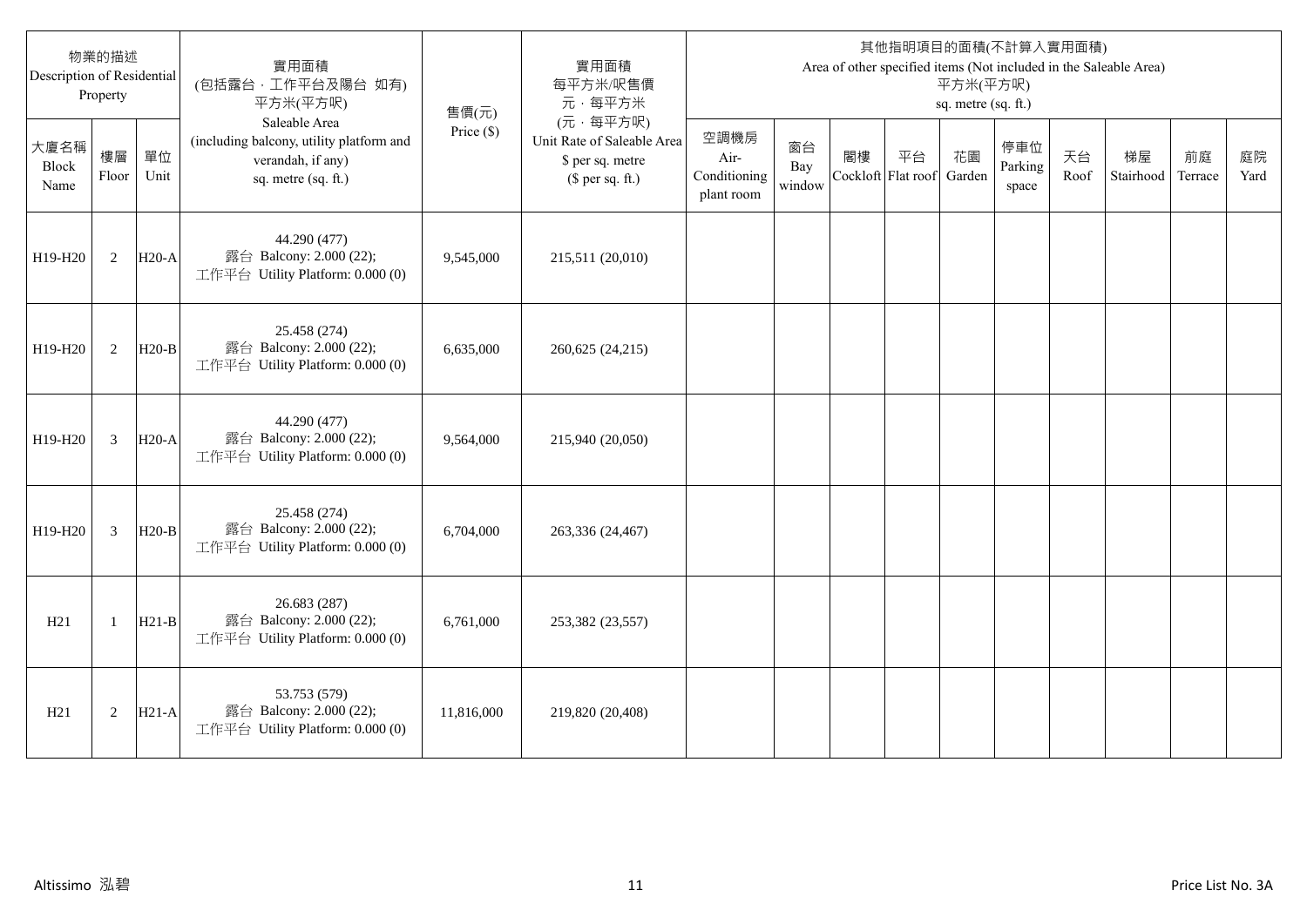| 物業的描述 Description of Residential Property | | | 實用面積 (包括露台，工作平台及陽台 如有) 平方米(平方呎) Saleable Area (including balcony, utility platform and verandah, if any) sq. metre (sq. ft.) | 售價(元) Price ($) | 實用面積 每平方米/呎售價 元，每平方米 (元，每平方呎) Unit Rate of Saleable Area $ per sq. metre ($ per sq. ft.) | 其他指明項目的面積(不計算入實用面積) Area of other specified items (Not included in the Saleable Area) 平方米(平方呎) sq. metre (sq. ft.) | | | | | | | | | |
|---|---|---|---|---|---|---|---|---|---|---|---|---|---|---|---|
| 大廈名稱 Block Name | 樓層 Floor | 單位 Unit | | | | 空調機房 Air-Conditioning plant room | 窗台 Bay window | 閣樓 Cockloft | 平台 Flat roof | 花園 Garden | 停車位 Parking space | 天台 Roof | 梯屋 Stairhood | 前庭 Terrace | 庭院 Yard |
| H19-H20 | 2 | H20-A | 44.290 (477) 露台 Balcony: 2.000 (22); 工作平台 Utility Platform: 0.000 (0) | 9,545,000 | 215,511 (20,010) | | | | | | | | | | |
| H19-H20 | 2 | H20-B | 25.458 (274) 露台 Balcony: 2.000 (22); 工作平台 Utility Platform: 0.000 (0) | 6,635,000 | 260,625 (24,215) | | | | | | | | | | |
| H19-H20 | 3 | H20-A | 44.290 (477) 露台 Balcony: 2.000 (22); 工作平台 Utility Platform: 0.000 (0) | 9,564,000 | 215,940 (20,050) | | | | | | | | | | |
| H19-H20 | 3 | H20-B | 25.458 (274) 露台 Balcony: 2.000 (22); 工作平台 Utility Platform: 0.000 (0) | 6,704,000 | 263,336 (24,467) | | | | | | | | | | |
| H21 | 1 | H21-B | 26.683 (287) 露台 Balcony: 2.000 (22); 工作平台 Utility Platform: 0.000 (0) | 6,761,000 | 253,382 (23,557) | | | | | | | | | | |
| H21 | 2 | H21-A | 53.753 (579) 露台 Balcony: 2.000 (22); 工作平台 Utility Platform: 0.000 (0) | 11,816,000 | 219,820 (20,408) | | | | | | | | | | |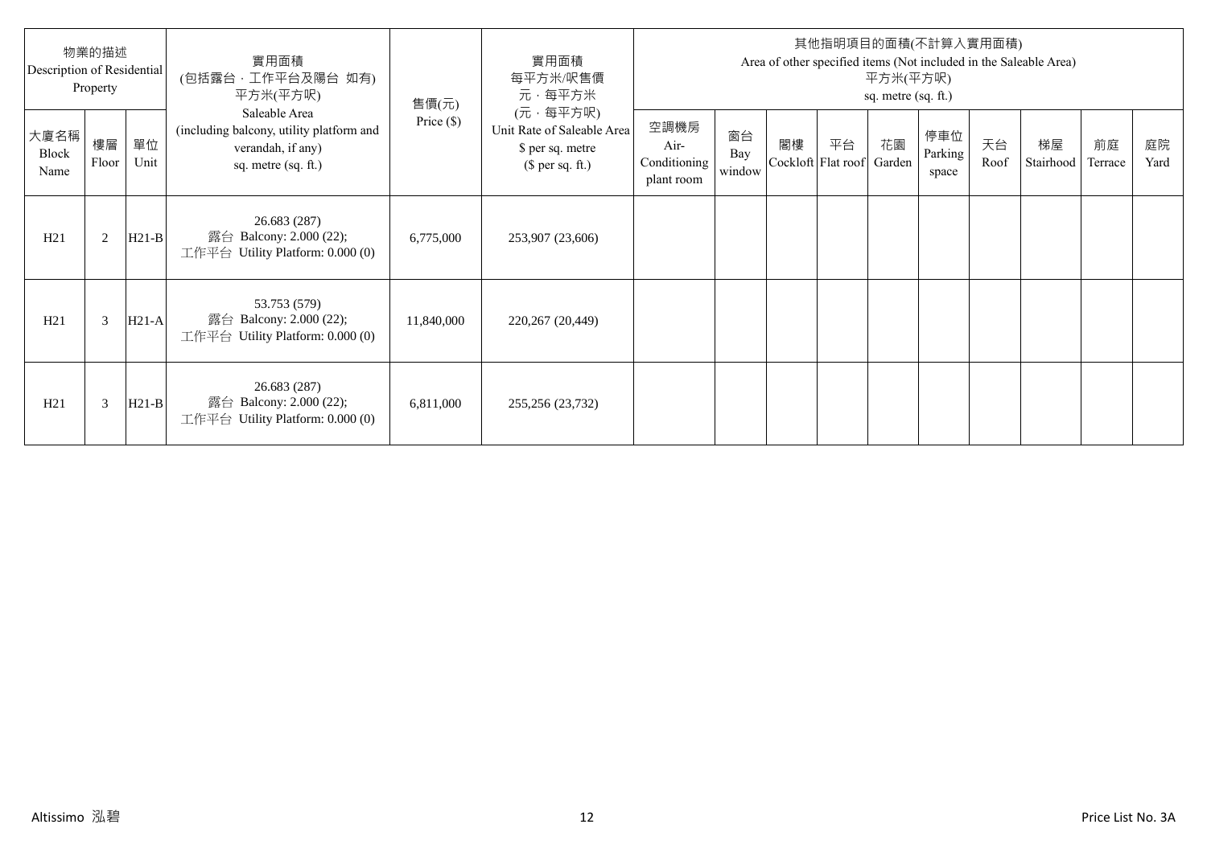| 物業的描述 Description of Residential Property | | | 實用面積 (包括露台．工作平台及陽台 如有) 平方米(平方呎) Saleable Area (including balcony, utility platform and verandah, if any) sq. metre (sq. ft.) | 售價(元) Price ($) | 實用面積 每平方米/呎售價 元．每平方米 (元．每平方呎) Unit Rate of Saleable Area $ per sq. metre ($ per sq. ft.) | 其他指明項目的面積(不計算入實用面積) Area of other specified items (Not included in the Saleable Area) 平方米(平方呎) sq. metre (sq. ft.) | | | | | | | | | |
|---|---|---|---|---|---|---|---|---|---|---|---|---|---|---|---|
| 大廈名稱 Block Name | 樓層 Floor | 單位 Unit | | | | 空調機房 Air-Conditioning plant room | 窗台 Bay window | 閣樓 Cockloft | 平台 Flat roof | 花園 Garden | 停車位 Parking space | 天台 Roof | 梯屋 Stairhood | 前庭 Terrace | 庭院 Yard |
| H21 | 2 | H21-B | 26.683 (287) 露台 Balcony: 2.000 (22); 工作平台 Utility Platform: 0.000 (0) | 6,775,000 | 253,907 (23,606) | | | | | | | | | | |
| H21 | 3 | H21-A | 53.753 (579) 露台 Balcony: 2.000 (22); 工作平台 Utility Platform: 0.000 (0) | 11,840,000 | 220,267 (20,449) | | | | | | | | | | |
| H21 | 3 | H21-B | 26.683 (287) 露台 Balcony: 2.000 (22); 工作平台 Utility Platform: 0.000 (0) | 6,811,000 | 255,256 (23,732) | | | | | | | | | | |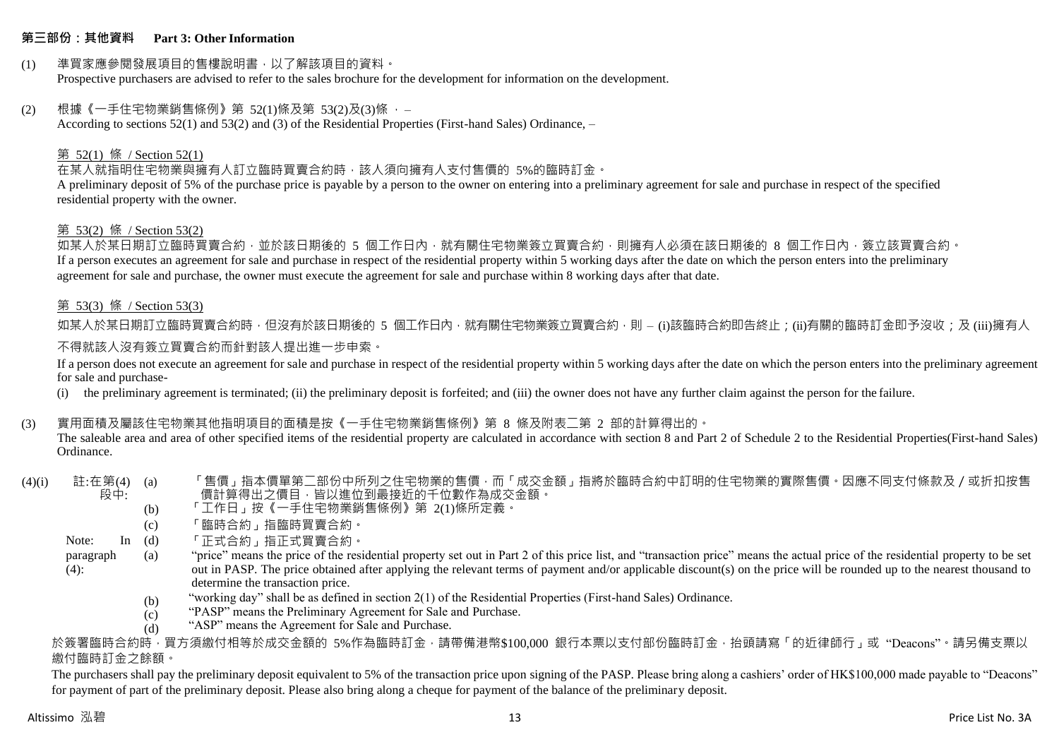## 第三部份：其他資料 Part 3: Other Information

(1) 準買家應參閱發展項目的售樓說明書，以了解該項目的資料。
Prospective purchasers are advised to refer to the sales brochure for the development for information on the development.

(2) 根據《一手住宅物業銷售條例》第 52(1)條及第 53(2)及(3)條 ， –
According to sections 52(1) and 53(2) and (3) of the Residential Properties (First-hand Sales) Ordinance, –

第 52(1) 條 / Section 52(1)

在某人就指明住宅物業與擁有人訂立臨時買賣合約時，該人須向擁有人支付售價的 5%的臨時訂金。
A preliminary deposit of 5% of the purchase price is payable by a person to the owner on entering into a preliminary agreement for sale and purchase in respect of the specified residential property with the owner.

第 53(2) 條 / Section 53(2)

如某人於某日期訂立臨時買賣合約，並於該日期後的 5 個工作日內，就有關住宅物業簽立買賣合約，則擁有人必須在該日期後的 8 個工作日內，簽立該買賣合約。
If a person executes an agreement for sale and purchase in respect of the residential property within 5 working days after the date on which the person enters into the preliminary agreement for sale and purchase, the owner must execute the agreement for sale and purchase within 8 working days after that date.

第 53(3) 條 / Section 53(3)

如某人於某日期訂立臨時買賣合約時，但沒有於該日期後的 5 個工作日內，就有關住宅物業簽立買賣合約，則 – (i)該臨時合約即告終止；(ii)有關的臨時訂金即予沒收；及 (iii)擁有人不得就該人沒有簽立買賣合約而針對該人提出進一步申索。

If a person does not execute an agreement for sale and purchase in respect of the residential property within 5 working days after the date on which the person enters into the preliminary agreement for sale and purchase-
(i) the preliminary agreement is terminated; (ii) the preliminary deposit is forfeited; and (iii) the owner does not have any further claim against the person for the failure.

(3) 實用面積及屬該住宅物業其他指明項目的面積是按《一手住宅物業銷售條例》第 8 條及附表二第 2 部的計算得出的。
The saleable area and area of other specified items of the residential property are calculated in accordance with section 8 and Part 2 of Schedule 2 to the Residential Properties(First-hand Sales) Ordinance.

(4)(i) 註:在第(4)段中:
(a) 「售價」指本價單第二部份中所列之住宅物業的售價，而「成交金額」指將於臨時合約中訂明的住宅物業的實際售價。因應不同支付條款及／或折扣按售價計算得出之價目，皆以進位到最接近的千位數作為成交金額。
(b) 「工作日」按《一手住宅物業銷售條例》第 2(1)條所定義。
(c) 「臨時合約」指臨時買賣合約。
(d) 「正式合約」指正式買賣合約。

Note: In paragraph (4):
(a) “price” means the price of the residential property set out in Part 2 of this price list, and “transaction price” means the actual price of the residential property to be set out in PASP. The price obtained after applying the relevant terms of payment and/or applicable discount(s) on the price will be rounded up to the nearest thousand to determine the transaction price.
(b) “working day” shall be as defined in section 2(1) of the Residential Properties (First-hand Sales) Ordinance.
(c) “PASP” means the Preliminary Agreement for Sale and Purchase.
(d) “ASP” means the Agreement for Sale and Purchase.

於簽署臨時合約時，買方須繳付相等於成交金額的 5%作為臨時訂金，請帶備港幣$100,000 銀行本票以支付部份臨時訂金，抬頭請寫「的近律師行」或 “Deacons”。請另備支票以繳付臨時訂金之餘額。

The purchasers shall pay the preliminary deposit equivalent to 5% of the transaction price upon signing of the PASP. Please bring along a cashiers' order of HK$100,000 made payable to “Deacons” for payment of part of the preliminary deposit. Please also bring along a cheque for payment of the balance of the preliminary deposit.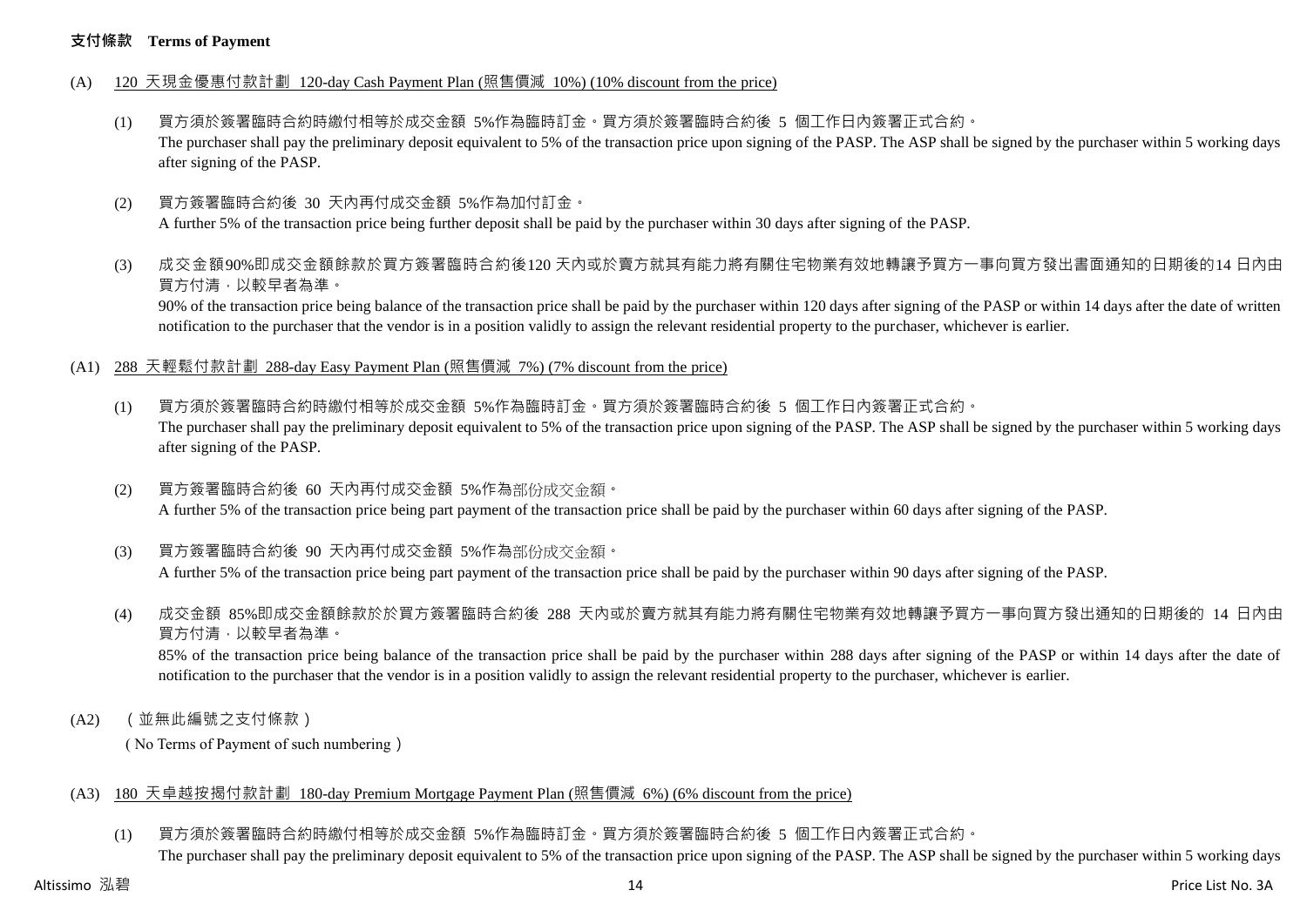**支付條款 Terms of Payment**

(A) 120 天現金優惠付款計劃 120-day Cash Payment Plan (照售價減 10%) (10% discount from the price)

(1) 買方須於簽署臨時合約時繳付相等於成交金額 5%作為臨時訂金。買方須於簽署臨時合約後 5 個工作日內簽署正式合約。
The purchaser shall pay the preliminary deposit equivalent to 5% of the transaction price upon signing of the PASP. The ASP shall be signed by the purchaser within 5 working days after signing of the PASP.

(2) 買方簽署臨時合約後 30 天內再付成交金額 5%作為加付訂金。
A further 5% of the transaction price being further deposit shall be paid by the purchaser within 30 days after signing of the PASP.

(3) 成交金額90%即成交金額餘款於買方簽署臨時合約後120 天內或於賣方就其有能力將有關住宅物業有效地轉讓予買方一事向買方發出書面通知的日期後的14 日內由買方付清，以較早者為準。
90% of the transaction price being balance of the transaction price shall be paid by the purchaser within 120 days after signing of the PASP or within 14 days after the date of written notification to the purchaser that the vendor is in a position validly to assign the relevant residential property to the purchaser, whichever is earlier.

(A1) 288 天輕鬆付款計劃 288-day Easy Payment Plan (照售價減 7%) (7% discount from the price)

(1) 買方須於簽署臨時合約時繳付相等於成交金額 5%作為臨時訂金。買方須於簽署臨時合約後 5 個工作日內簽署正式合約。
The purchaser shall pay the preliminary deposit equivalent to 5% of the transaction price upon signing of the PASP. The ASP shall be signed by the purchaser within 5 working days after signing of the PASP.

(2) 買方簽署臨時合約後 60 天內再付成交金額 5%作為部份成交金額。
A further 5% of the transaction price being part payment of the transaction price shall be paid by the purchaser within 60 days after signing of the PASP.

(3) 買方簽署臨時合約後 90 天內再付成交金額 5%作為部份成交金額。
A further 5% of the transaction price being part payment of the transaction price shall be paid by the purchaser within 90 days after signing of the PASP.

(4) 成交金額 85%即成交金額餘款於於買方簽署臨時合約後 288 天內或於賣方就其有能力將有關住宅物業有效地轉讓予買方一事向買方發出通知的日期後的 14 日內由買方付清，以較早者為準。
85% of the transaction price being balance of the transaction price shall be paid by the purchaser within 288 days after signing of the PASP or within 14 days after the date of notification to the purchaser that the vendor is in a position validly to assign the relevant residential property to the purchaser, whichever is earlier.

(A2) （並無此編號之支付條款）
( No Terms of Payment of such numbering )

(A3) 180 天卓越按揭付款計劃 180-day Premium Mortgage Payment Plan (照售價減 6%) (6% discount from the price)

(1) 買方須於簽署臨時合約時繳付相等於成交金額 5%作為臨時訂金。買方須於簽署臨時合約後 5 個工作日內簽署正式合約。
The purchaser shall pay the preliminary deposit equivalent to 5% of the transaction price upon signing of the PASP. The ASP shall be signed by the purchaser within 5 working days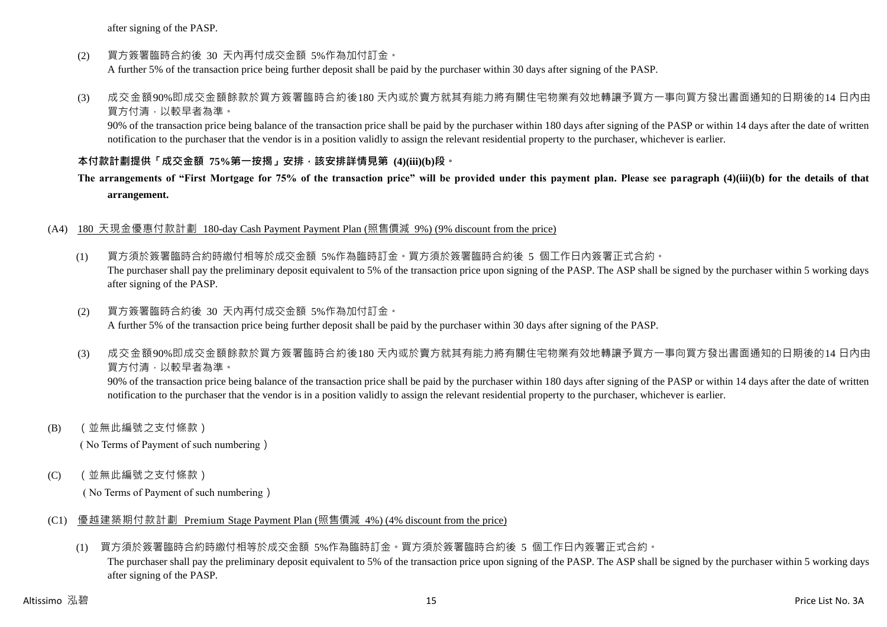after signing of the PASP.

(2) 買方簽署臨時合約後 30 天內再付成交金額 5%作為加付訂金。
A further 5% of the transaction price being further deposit shall be paid by the purchaser within 30 days after signing of the PASP.

(3) 成交金額90%即成交金額餘款於買方簽署臨時合約後180 天內或於賣方就其有能力將有關住宅物業有效地轉讓予買方一事向買方發出書面通知的日期後的14 日內由買方付清，以較早者為準。
90% of the transaction price being balance of the transaction price shall be paid by the purchaser within 180 days after signing of the PASP or within 14 days after the date of written notification to the purchaser that the vendor is in a position validly to assign the relevant residential property to the purchaser, whichever is earlier.

**本付款計劃提供「成交金額 75%第一按揭」安排，該安排詳情見第 (4)(iii)(b)段。**

**The arrangements of "First Mortgage for 75% of the transaction price" will be provided under this payment plan. Please see paragraph (4)(iii)(b) for the details of that arrangement.**

(A4) 180 天現金優惠付款計劃 180-day Cash Payment Payment Plan (照售價減 9%) (9% discount from the price)

(1) 買方須於簽署臨時合約時繳付相等於成交金額 5%作為臨時訂金。買方須於簽署臨時合約後 5 個工作日內簽署正式合約。
The purchaser shall pay the preliminary deposit equivalent to 5% of the transaction price upon signing of the PASP. The ASP shall be signed by the purchaser within 5 working days after signing of the PASP.

(2) 買方簽署臨時合約後 30 天內再付成交金額 5%作為加付訂金。
A further 5% of the transaction price being further deposit shall be paid by the purchaser within 30 days after signing of the PASP.

(3) 成交金額90%即成交金額餘款於買方簽署臨時合約後180 天內或於賣方就其有能力將有關住宅物業有效地轉讓予買方一事向買方發出書面通知的日期後的14 日內由買方付清，以較早者為準。
90% of the transaction price being balance of the transaction price shall be paid by the purchaser within 180 days after signing of the PASP or within 14 days after the date of written notification to the purchaser that the vendor is in a position validly to assign the relevant residential property to the purchaser, whichever is earlier.

(B) （並無此編號之支付條款）
( No Terms of Payment of such numbering )

(C) （並無此編號之支付條款）
( No Terms of Payment of such numbering )

(C1) 優越建築期付款計劃 Premium Stage Payment Plan (照售價減 4%) (4% discount from the price)

(1) 買方須於簽署臨時合約時繳付相等於成交金額 5%作為臨時訂金。買方須於簽署臨時合約後 5 個工作日內簽署正式合約。
The purchaser shall pay the preliminary deposit equivalent to 5% of the transaction price upon signing of the PASP. The ASP shall be signed by the purchaser within 5 working days after signing of the PASP.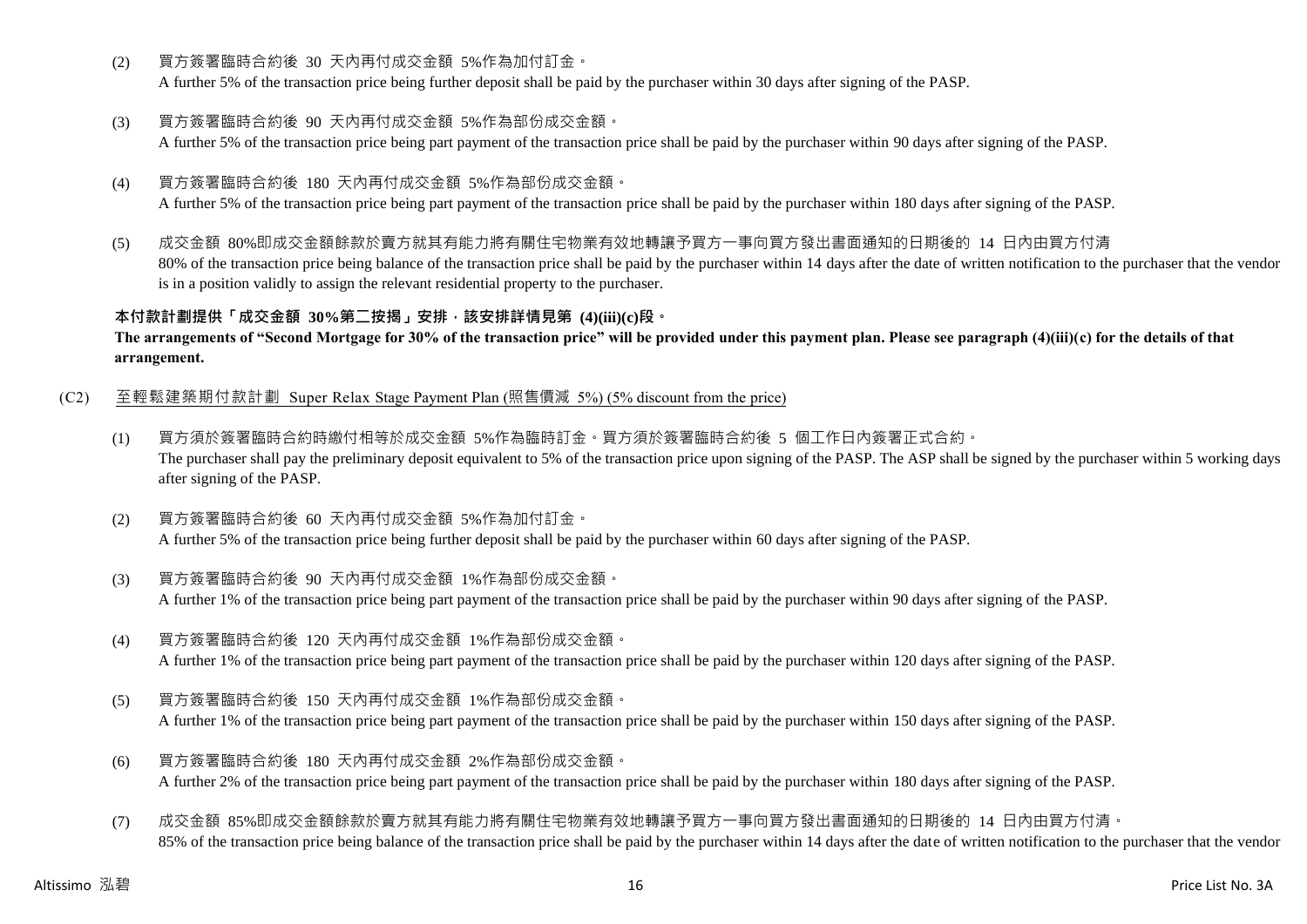(2) 買方簽署臨時合約後 30 天內再付成交金額 5%作為加付訂金。
A further 5% of the transaction price being further deposit shall be paid by the purchaser within 30 days after signing of the PASP.

(3) 買方簽署臨時合約後 90 天內再付成交金額 5%作為部份成交金額。
A further 5% of the transaction price being part payment of the transaction price shall be paid by the purchaser within 90 days after signing of the PASP.

(4) 買方簽署臨時合約後 180 天內再付成交金額 5%作為部份成交金額。
A further 5% of the transaction price being part payment of the transaction price shall be paid by the purchaser within 180 days after signing of the PASP.

(5) 成交金額 80%即成交金額餘款於賣方就其有能力將有關住宅物業有效地轉讓予買方一事向買方發出書面通知的日期後的 14 日內由買方付清
80% of the transaction price being balance of the transaction price shall be paid by the purchaser within 14 days after the date of written notification to the purchaser that the vendor is in a position validly to assign the relevant residential property to the purchaser.

**本付款計劃提供「成交金額 30%第二按揭」安排，該安排詳情見第 (4)(iii)(c)段。**
**The arrangements of "Second Mortgage for 30% of the transaction price" will be provided under this payment plan. Please see paragraph (4)(iii)(c) for the details of that arrangement.**

(C2) 至輕鬆建築期付款計劃 Super Relax Stage Payment Plan (照售價減 5%) (5% discount from the price)

(1) 買方須於簽署臨時合約時繳付相等於成交金額 5%作為臨時訂金。買方須於簽署臨時合約後 5 個工作日內簽署正式合約。
The purchaser shall pay the preliminary deposit equivalent to 5% of the transaction price upon signing of the PASP. The ASP shall be signed by the purchaser within 5 working days after signing of the PASP.

(2) 買方簽署臨時合約後 60 天內再付成交金額 5%作為加付訂金。
A further 5% of the transaction price being further deposit shall be paid by the purchaser within 60 days after signing of the PASP.

(3) 買方簽署臨時合約後 90 天內再付成交金額 1%作為部份成交金額。
A further 1% of the transaction price being part payment of the transaction price shall be paid by the purchaser within 90 days after signing of the PASP.

(4) 買方簽署臨時合約後 120 天內再付成交金額 1%作為部份成交金額。
A further 1% of the transaction price being part payment of the transaction price shall be paid by the purchaser within 120 days after signing of the PASP.

(5) 買方簽署臨時合約後 150 天內再付成交金額 1%作為部份成交金額。
A further 1% of the transaction price being part payment of the transaction price shall be paid by the purchaser within 150 days after signing of the PASP.

(6) 買方簽署臨時合約後 180 天內再付成交金額 2%作為部份成交金額。
A further 2% of the transaction price being part payment of the transaction price shall be paid by the purchaser within 180 days after signing of the PASP.

(7) 成交金額 85%即成交金額餘款於賣方就其有能力將有關住宅物業有效地轉讓予買方一事向買方發出書面通知的日期後的 14 日內由買方付清。
85% of the transaction price being balance of the transaction price shall be paid by the purchaser within 14 days after the date of written notification to the purchaser that the vendor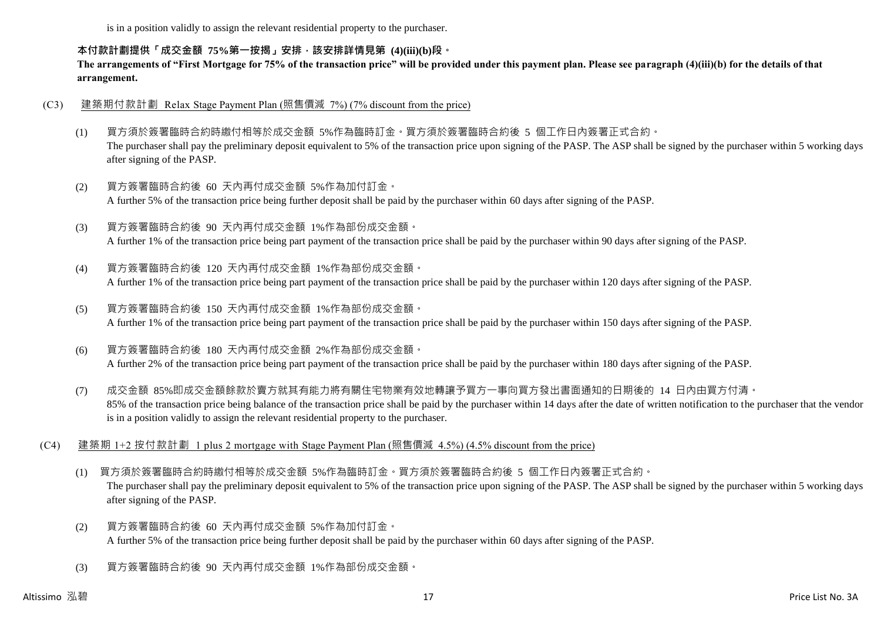is in a position validly to assign the relevant residential property to the purchaser.

**本付款計劃提供「成交金額 75%第一按揭」安排，該安排詳情見第 (4)(iii)(b)段。**
**The arrangements of "First Mortgage for 75% of the transaction price" will be provided under this payment plan. Please see paragraph (4)(iii)(b) for the details of that arrangement.**

(C3) 建築期付款計劃 Relax Stage Payment Plan (照售價減 7%) (7% discount from the price)

(1) 買方須於簽署臨時合約時繳付相等於成交金額 5%作為臨時訂金。買方須於簽署臨時合約後 5 個工作日內簽署正式合約。
The purchaser shall pay the preliminary deposit equivalent to 5% of the transaction price upon signing of the PASP. The ASP shall be signed by the purchaser within 5 working days after signing of the PASP.

(2) 買方簽署臨時合約後 60 天內再付成交金額 5%作為加付訂金。
A further 5% of the transaction price being further deposit shall be paid by the purchaser within 60 days after signing of the PASP.

(3) 買方簽署臨時合約後 90 天內再付成交金額 1%作為部份成交金額。
A further 1% of the transaction price being part payment of the transaction price shall be paid by the purchaser within 90 days after signing of the PASP.

(4) 買方簽署臨時合約後 120 天內再付成交金額 1%作為部份成交金額。
A further 1% of the transaction price being part payment of the transaction price shall be paid by the purchaser within 120 days after signing of the PASP.

(5) 買方簽署臨時合約後 150 天內再付成交金額 1%作為部份成交金額。
A further 1% of the transaction price being part payment of the transaction price shall be paid by the purchaser within 150 days after signing of the PASP.

(6) 買方簽署臨時合約後 180 天內再付成交金額 2%作為部份成交金額。
A further 2% of the transaction price being part payment of the transaction price shall be paid by the purchaser within 180 days after signing of the PASP.

(7) 成交金額 85%即成交金額餘款於賣方就其有能力將有關住宅物業有效地轉讓予買方一事向買方發出書面通知的日期後的 14 日內由買方付清。
85% of the transaction price being balance of the transaction price shall be paid by the purchaser within 14 days after the date of written notification to the purchaser that the vendor is in a position validly to assign the relevant residential property to the purchaser.

(C4) 建築期 1+2 按付款計劃 1 plus 2 mortgage with Stage Payment Plan (照售價減 4.5%) (4.5% discount from the price)

(1) 買方須於簽署臨時合約時繳付相等於成交金額 5%作為臨時訂金。買方須於簽署臨時合約後 5 個工作日內簽署正式合約。
The purchaser shall pay the preliminary deposit equivalent to 5% of the transaction price upon signing of the PASP. The ASP shall be signed by the purchaser within 5 working days after signing of the PASP.

(2) 買方簽署臨時合約後 60 天內再付成交金額 5%作為加付訂金。
A further 5% of the transaction price being further deposit shall be paid by the purchaser within 60 days after signing of the PASP.

(3) 買方簽署臨時合約後 90 天內再付成交金額 1%作為部份成交金額。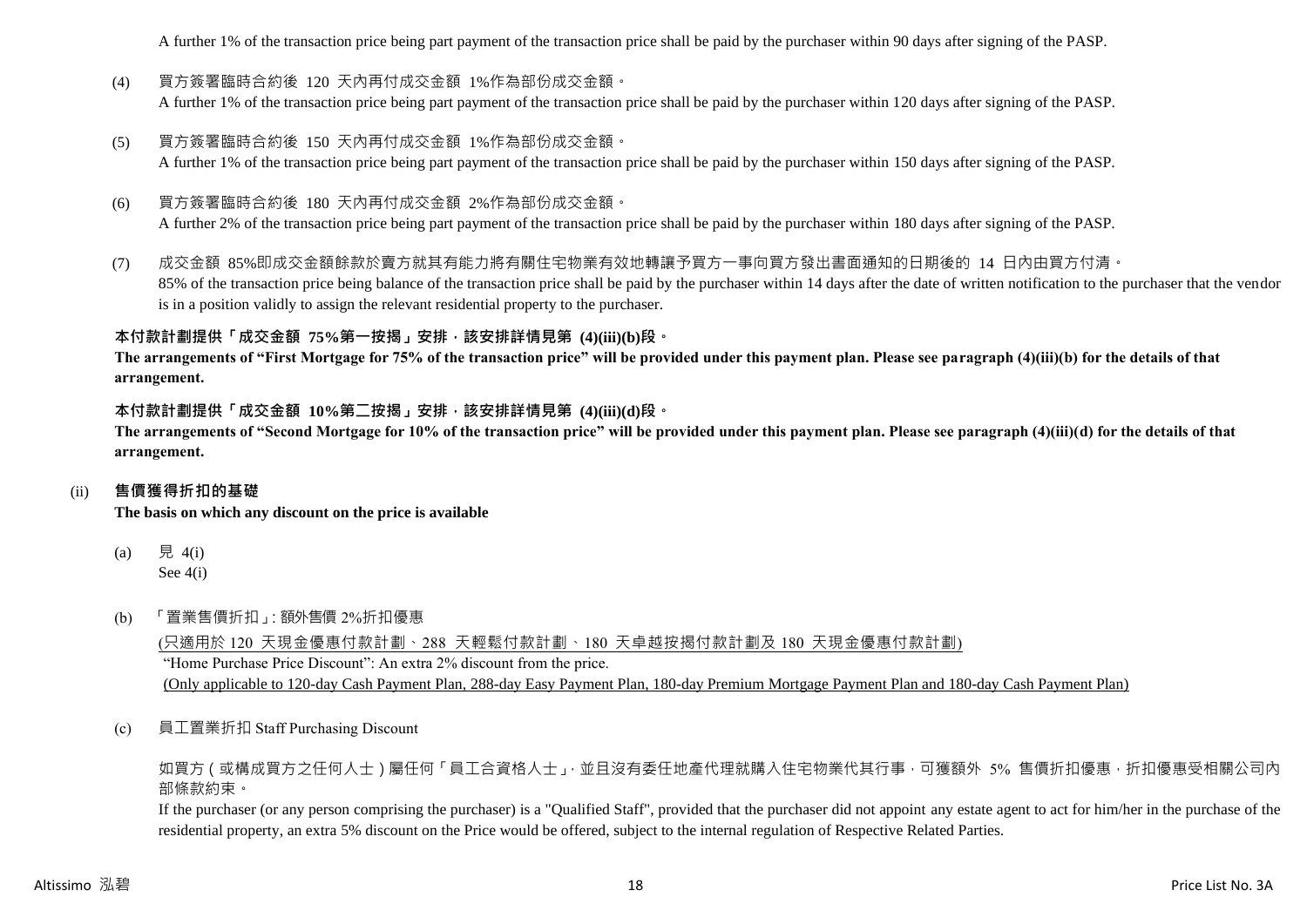A further 1% of the transaction price being part payment of the transaction price shall be paid by the purchaser within 90 days after signing of the PASP.

(4) 買方簽署臨時合約後 120 天內再付成交金額 1%作為部份成交金額。
A further 1% of the transaction price being part payment of the transaction price shall be paid by the purchaser within 120 days after signing of the PASP.

(5) 買方簽署臨時合約後 150 天內再付成交金額 1%作為部份成交金額。
A further 1% of the transaction price being part payment of the transaction price shall be paid by the purchaser within 150 days after signing of the PASP.

(6) 買方簽署臨時合約後 180 天內再付成交金額 2%作為部份成交金額。
A further 2% of the transaction price being part payment of the transaction price shall be paid by the purchaser within 180 days after signing of the PASP.

(7) 成交金額 85%即成交金額餘款於賣方就其有能力將有關住宅物業有效地轉讓予買方一事向買方發出書面通知的日期後的 14 日內由買方付清。
85% of the transaction price being balance of the transaction price shall be paid by the purchaser within 14 days after the date of written notification to the purchaser that the vendor is in a position validly to assign the relevant residential property to the purchaser.

**本付款計劃提供「成交金額 75%第一按揭」安排，該安排詳情見第 (4)(iii)(b)段。**
**The arrangements of "First Mortgage for 75% of the transaction price" will be provided under this payment plan. Please see paragraph (4)(iii)(b) for the details of that arrangement.**

**本付款計劃提供「成交金額 10%第二按揭」安排，該安排詳情見第 (4)(iii)(d)段。**
**The arrangements of "Second Mortgage for 10% of the transaction price" will be provided under this payment plan. Please see paragraph (4)(iii)(d) for the details of that arrangement.**

(ii) **售價獲得折扣的基礎**
**The basis on which any discount on the price is available**

(a) 見 4(i)
See 4(i)

(b) 「置業售價折扣」: 額外售價 2%折扣優惠
<u>(只適用於 120 天現金優惠付款計劃、288 天輕鬆付款計劃、180 天卓越按揭付款計劃及 180 天現金優惠付款計劃)</u>
"Home Purchase Price Discount": An extra 2% discount from the price.
<u>(Only applicable to 120-day Cash Payment Plan, 288-day Easy Payment Plan, 180-day Premium Mortgage Payment Plan and 180-day Cash Payment Plan)</u>

(c) 員工置業折扣 Staff Purchasing Discount

如買方（或構成買方之任何人士）屬任何「員工合資格人士」，並且沒有委任地產代理就購入住宅物業代其行事，可獲額外 5% 售價折扣優惠，折扣優惠受相關公司內部條款約束。
If the purchaser (or any person comprising the purchaser) is a "Qualified Staff", provided that the purchaser did not appoint any estate agent to act for him/her in the purchase of the residential property, an extra 5% discount on the Price would be offered, subject to the internal regulation of Respective Related Parties.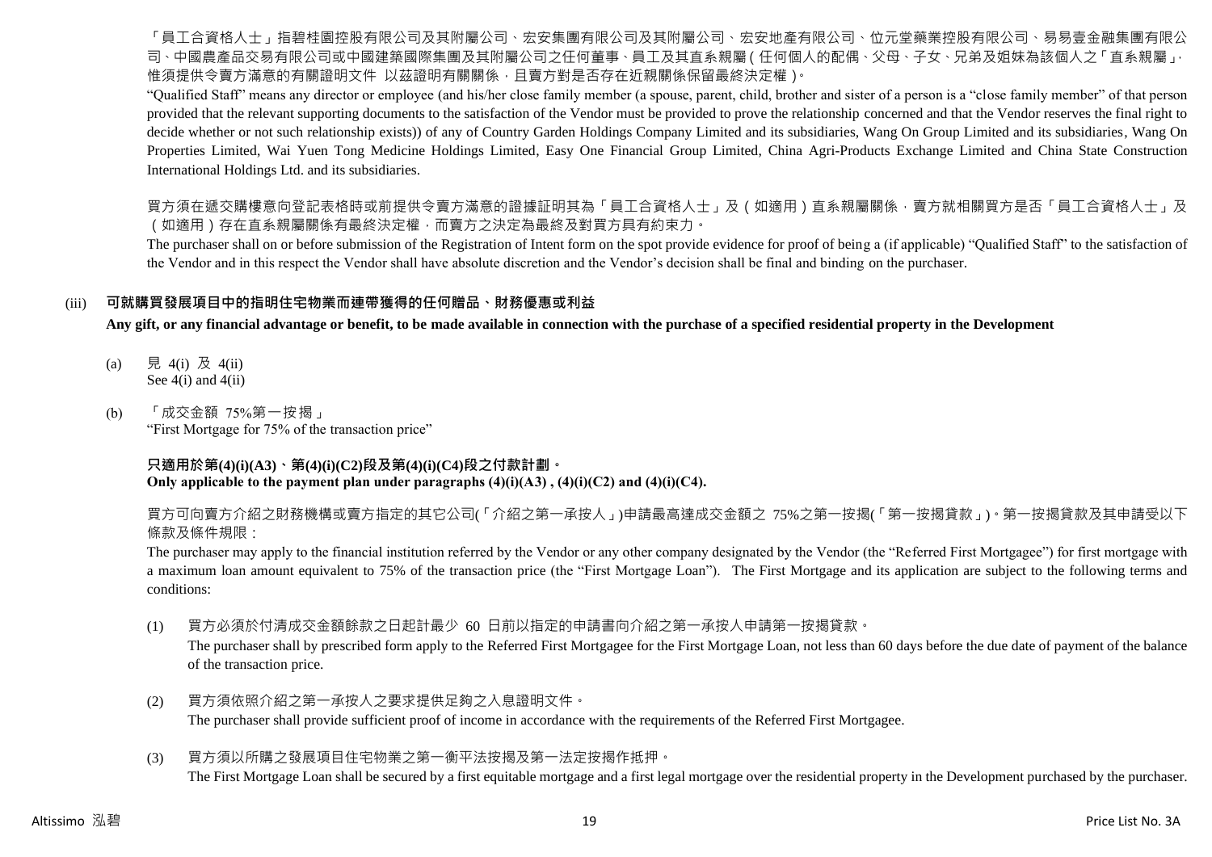「員工合資格人士」指碧桂園控股有限公司及其附屬公司、宏安集團有限公司及其附屬公司、宏安地產有限公司、位元堂藥業控股有限公司、易易壹金融集團有限公司、中國農產品交易有限公司或中國建築國際集團及其附屬公司之任何董事、員工及其直系親屬(任何個人的配偶、父母、子女、兄弟及姐妹為該個人之「直系親屬」，惟須提供令賣方滿意的有關證明文件 以茲證明有關關係，且賣方對是否存在近親關係保留最終決定權)。

"Qualified Staff" means any director or employee (and his/her close family member (a spouse, parent, child, brother and sister of a person is a "close family member" of that person provided that the relevant supporting documents to the satisfaction of the Vendor must be provided to prove the relationship concerned and that the Vendor reserves the final right to decide whether or not such relationship exists)) of any of Country Garden Holdings Company Limited and its subsidiaries, Wang On Group Limited and its subsidiaries, Wang On Properties Limited, Wai Yuen Tong Medicine Holdings Limited, Easy One Financial Group Limited, China Agri-Products Exchange Limited and China State Construction International Holdings Ltd. and its subsidiaries.

買方須在遞交購樓意向登記表格時或前提供令賣方滿意的證據証明其為「員工合資格人士」及（如適用）直系親屬關係，賣方就相關買方是否「員工合資格人士」及（如適用）存在直系親屬關係有最終決定權，而賣方之決定為最終及對買方具有約束力。

The purchaser shall on or before submission of the Registration of Intent form on the spot provide evidence for proof of being a (if applicable) "Qualified Staff" to the satisfaction of the Vendor and in this respect the Vendor shall have absolute discretion and the Vendor's decision shall be final and binding on the purchaser.

(iii) **可就購買發展項目中的指明住宅物業而連帶獲得的任何贈品、財務優惠或利益**

**Any gift, or any financial advantage or benefit, to be made available in connection with the purchase of a specified residential property in the Development**

(a) 見 4(i) 及 4(ii)
See 4(i) and 4(ii)

(b) 「成交金額 75%第一按揭」
"First Mortgage for 75% of the transaction price"

**只適用於第(4)(i)(A3)、第(4)(i)(C2)段及第(4)(i)(C4)段之付款計劃。**
**Only applicable to the payment plan under paragraphs (4)(i)(A3) , (4)(i)(C2) and (4)(i)(C4).**

買方可向賣方介紹之財務機構或賣方指定的其它公司(「介紹之第一承按人」)申請最高達成交金額之 75%之第一按揭(「第一按揭貸款」)。第一按揭貸款及其申請受以下條款及條件規限：

The purchaser may apply to the financial institution referred by the Vendor or any other company designated by the Vendor (the "Referred First Mortgagee") for first mortgage with a maximum loan amount equivalent to 75% of the transaction price (the "First Mortgage Loan"). The First Mortgage and its application are subject to the following terms and conditions:

(1) 買方必須於付清成交金額餘款之日起計最少 60 日前以指定的申請書向介紹之第一承按人申請第一按揭貸款。
The purchaser shall by prescribed form apply to the Referred First Mortgagee for the First Mortgage Loan, not less than 60 days before the due date of payment of the balance of the transaction price.

(2) 買方須依照介紹之第一承按人之要求提供足夠之入息證明文件。
The purchaser shall provide sufficient proof of income in accordance with the requirements of the Referred First Mortgagee.

(3) 買方須以所購之發展項目住宅物業之第一衡平法按揭及第一法定按揭作抵押。
The First Mortgage Loan shall be secured by a first equitable mortgage and a first legal mortgage over the residential property in the Development purchased by the purchaser.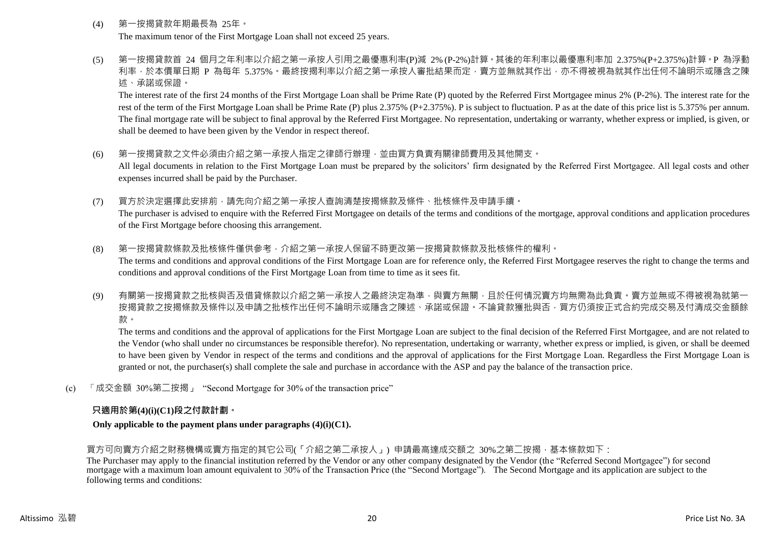(4) 第一按揭貸款年期最長為 25年。

The maximum tenor of the First Mortgage Loan shall not exceed 25 years.

(5) 第一按揭貸款首 24 個月之年利率以介紹之第一承按人引用之最優惠利率(P)減 2% (P-2%)計算。其後的年利率以最優惠利率加 2.375%(P+2.375%)計算。P 為浮動利率，於本價單日期 P 為每年 5.375%。最終按揭利率以介紹之第一承按人審批結果而定，賣方並無就其作出，亦不得被視為就其作出任何不論明示或隱含之陳述、承諾或保證。

The interest rate of the first 24 months of the First Mortgage Loan shall be Prime Rate (P) quoted by the Referred First Mortgagee minus 2% (P-2%). The interest rate for the rest of the term of the First Mortgage Loan shall be Prime Rate (P) plus 2.375% (P+2.375%). P is subject to fluctuation. P as at the date of this price list is 5.375% per annum. The final mortgage rate will be subject to final approval by the Referred First Mortgagee. No representation, undertaking or warranty, whether express or implied, is given, or shall be deemed to have been given by the Vendor in respect thereof.

(6) 第一按揭貸款之文件必須由介紹之第一承按人指定之律師行辦理，並由買方負責有關律師費用及其他開支。

All legal documents in relation to the First Mortgage Loan must be prepared by the solicitors' firm designated by the Referred First Mortgagee. All legal costs and other expenses incurred shall be paid by the Purchaser.

(7) 買方於決定選擇此安排前，請先向介紹之第一承按人查詢清楚按揭條款及條件、批核條件及申請手續。

The purchaser is advised to enquire with the Referred First Mortgagee on details of the terms and conditions of the mortgage, approval conditions and application procedures of the First Mortgage before choosing this arrangement.

(8) 第一按揭貸款條款及批核條件僅供參考，介紹之第一承按人保留不時更改第一按揭貸款條款及批核條件的權利。

The terms and conditions and approval conditions of the First Mortgage Loan are for reference only, the Referred First Mortgagee reserves the right to change the terms and conditions and approval conditions of the First Mortgage Loan from time to time as it sees fit.

(9) 有關第一按揭貸款之批核與否及借貸條款以介紹之第一承按人之最終決定為準，與賣方無關，且於任何情況賣方均無需為此負責。賣方並無或不得被視為就第一按揭貸款之按揭條款及條件以及申請之批核作出任何不論明示或隱含之陳述、承諾或保證。不論貸款獲批與否，買方仍須按正式合約完成交易及付清成交金額餘款。

The terms and conditions and the approval of applications for the First Mortgage Loan are subject to the final decision of the Referred First Mortgagee, and are not related to the Vendor (who shall under no circumstances be responsible therefor). No representation, undertaking or warranty, whether express or implied, is given, or shall be deemed to have been given by Vendor in respect of the terms and conditions and the approval of applications for the First Mortgage Loan. Regardless the First Mortgage Loan is granted or not, the purchaser(s) shall complete the sale and purchase in accordance with the ASP and pay the balance of the transaction price.

(c) 「成交金額 30%第二按揭」 "Second Mortgage for 30% of the transaction price"

**只適用於第(4)(i)(C1)段之付款計劃。**

**Only applicable to the payment plans under paragraphs (4)(i)(C1).**

買方可向賣方介紹之財務機構或賣方指定的其它公司(「介紹之第二承按人」) 申請最高達成交額之 30%之第二按揭，基本條款如下：

The Purchaser may apply to the financial institution referred by the Vendor or any other company designated by the Vendor (the "Referred Second Mortgagee") for second mortgage with a maximum loan amount equivalent to 30% of the Transaction Price (the "Second Mortgage"). The Second Mortgage and its application are subject to the following terms and conditions: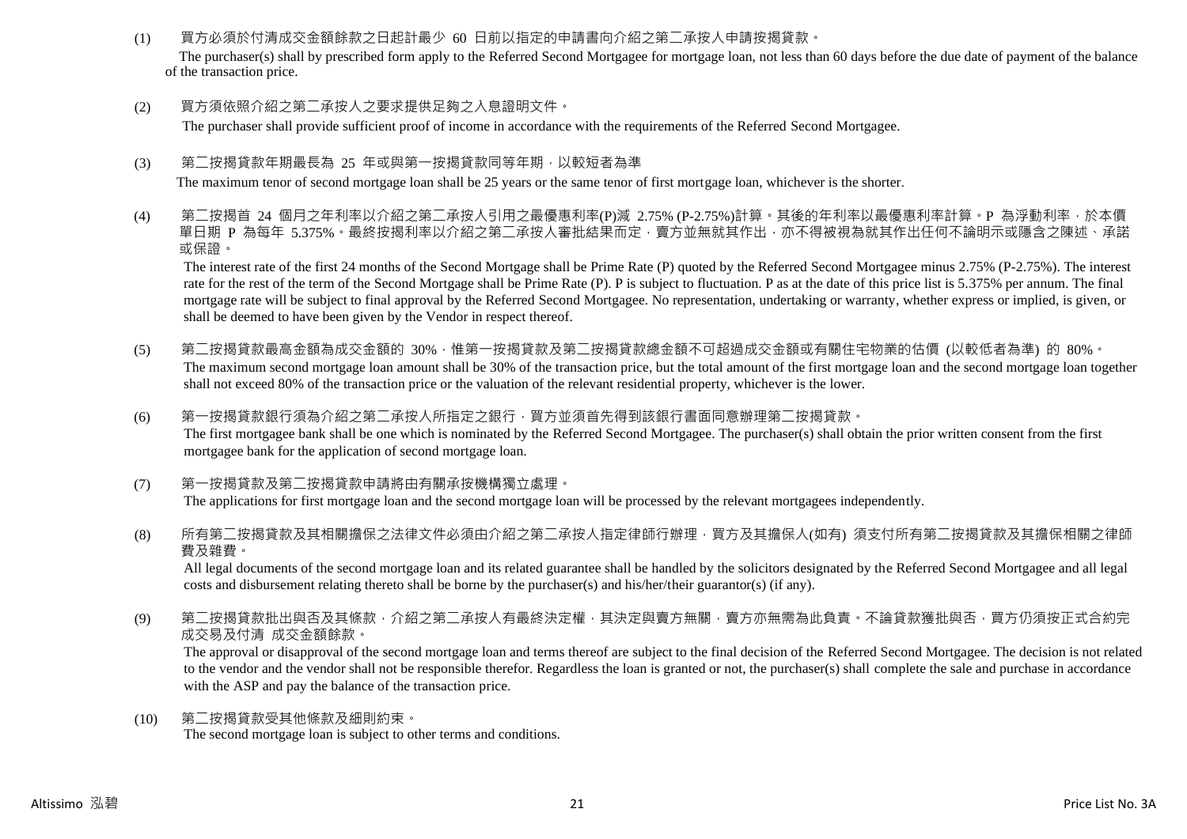(1) 買方必須於付清成交金額餘款之日起計最少 60 日前以指定的申請書向介紹之第二承按人申請按揭貸款。

The purchaser(s) shall by prescribed form apply to the Referred Second Mortgagee for mortgage loan, not less than 60 days before the due date of payment of the balance of the transaction price.

(2) 買方須依照介紹之第二承按人之要求提供足夠之入息證明文件。

The purchaser shall provide sufficient proof of income in accordance with the requirements of the Referred Second Mortgagee.

(3) 第二按揭貸款年期最長為 25 年或與第一按揭貸款同等年期，以較短者為準

The maximum tenor of second mortgage loan shall be 25 years or the same tenor of first mortgage loan, whichever is the shorter.

(4) 第二按揭首 24 個月之年利率以介紹之第二承按人引用之最優惠利率(P)減 2.75% (P-2.75%)計算。其後的年利率以最優惠利率計算。P 為浮動利率，於本價單日期 P 為每年 5.375%。最終按揭利率以介紹之第二承按人審批結果而定，賣方並無就其作出，亦不得被視為就其作出任何不論明示或隱含之陳述、承諾或保證。

The interest rate of the first 24 months of the Second Mortgage shall be Prime Rate (P) quoted by the Referred Second Mortgagee minus 2.75% (P-2.75%). The interest rate for the rest of the term of the Second Mortgage shall be Prime Rate (P). P is subject to fluctuation. P as at the date of this price list is 5.375% per annum. The final mortgage rate will be subject to final approval by the Referred Second Mortgagee. No representation, undertaking or warranty, whether express or implied, is given, or shall be deemed to have been given by the Vendor in respect thereof.

(5) 第二按揭貸款最高金額為成交金額的 30%，惟第一按揭貸款及第二按揭貸款總金額不可超過成交金額或有關住宅物業的估價 (以較低者為準) 的 80%。

The maximum second mortgage loan amount shall be 30% of the transaction price, but the total amount of the first mortgage loan and the second mortgage loan together shall not exceed 80% of the transaction price or the valuation of the relevant residential property, whichever is the lower.

(6) 第一按揭貸款銀行須為介紹之第二承按人所指定之銀行，買方並須首先得到該銀行書面同意辦理第二按揭貸款。

The first mortgagee bank shall be one which is nominated by the Referred Second Mortgagee. The purchaser(s) shall obtain the prior written consent from the first mortgagee bank for the application of second mortgage loan.

(7) 第一按揭貸款及第二按揭貸款申請將由有關承按機構獨立處理。

The applications for first mortgage loan and the second mortgage loan will be processed by the relevant mortgagees independently.

(8) 所有第二按揭貸款及其相關擔保之法律文件必須由介紹之第二承按人指定律師行辦理，買方及其擔保人(如有) 須支付所有第二按揭貸款及其擔保相關之律師費及雜費。

All legal documents of the second mortgage loan and its related guarantee shall be handled by the solicitors designated by the Referred Second Mortgagee and all legal costs and disbursement relating thereto shall be borne by the purchaser(s) and his/her/their guarantor(s) (if any).

(9) 第二按揭貸款批出與否及其條款，介紹之第二承按人有最終決定權，其決定與賣方無關，賣方亦無需為此負責。不論貸款獲批與否，買方仍須按正式合約完成交易及付清 成交金額餘款。

The approval or disapproval of the second mortgage loan and terms thereof are subject to the final decision of the Referred Second Mortgagee. The decision is not related to the vendor and the vendor shall not be responsible therefor. Regardless the loan is granted or not, the purchaser(s) shall complete the sale and purchase in accordance with the ASP and pay the balance of the transaction price.

(10) 第二按揭貸款受其他條款及細則約束。

The second mortgage loan is subject to other terms and conditions.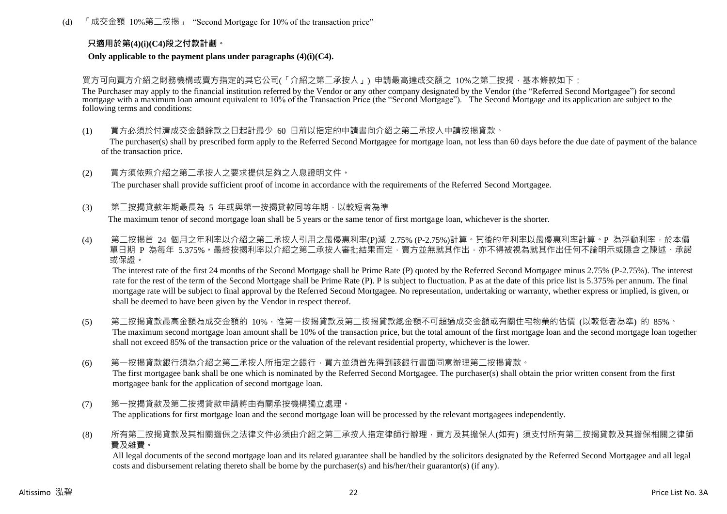(d) 「成交金額 10%第二按揭」 "Second Mortgage for 10% of the transaction price"

**只適用於第(4)(i)(C4)段之付款計劃。**

**Only applicable to the payment plans under paragraphs (4)(i)(C4).**

買方可向賣方介紹之財務機構或賣方指定的其它公司(「介紹之第二承按人」) 申請最高達成交額之 10%之第二按揭，基本條款如下：

The Purchaser may apply to the financial institution referred by the Vendor or any other company designated by the Vendor (the "Referred Second Mortgagee") for second mortgage with a maximum loan amount equivalent to 10% of the Transaction Price (the "Second Mortgage"). The Second Mortgage and its application are subject to the following terms and conditions:

(1) 買方必須於付清成交金額餘款之日起計最少 60 日前以指定的申請書向介紹之第二承按人申請按揭貸款。
The purchaser(s) shall by prescribed form apply to the Referred Second Mortgagee for mortgage loan, not less than 60 days before the due date of payment of the balance of the transaction price.

(2) 買方須依照介紹之第二承按人之要求提供足夠之入息證明文件。
The purchaser shall provide sufficient proof of income in accordance with the requirements of the Referred Second Mortgagee.

(3) 第二按揭貸款年期最長為 5 年或與第一按揭貸款同等年期，以較短者為準
The maximum tenor of second mortgage loan shall be 5 years or the same tenor of first mortgage loan, whichever is the shorter.

(4) 第二按揭首 24 個月之年利率以介紹之第二承按人引用之最優惠利率(P)減 2.75% (P-2.75%)計算。其後的年利率以最優惠利率計算。P 為浮動利率，於本價單日期 P 為每年 5.375%。最終按揭利率以介紹之第二承按人審批結果而定，賣方並無就其作出，亦不得被視為就其作出任何不論明示或隱含之陳述、承諾或保證。
The interest rate of the first 24 months of the Second Mortgage shall be Prime Rate (P) quoted by the Referred Second Mortgagee minus 2.75% (P-2.75%). The interest rate for the rest of the term of the Second Mortgage shall be Prime Rate (P). P is subject to fluctuation. P as at the date of this price list is 5.375% per annum. The final mortgage rate will be subject to final approval by the Referred Second Mortgagee. No representation, undertaking or warranty, whether express or implied, is given, or shall be deemed to have been given by the Vendor in respect thereof.

(5) 第二按揭貸款最高金額為成交金額的 10%，惟第一按揭貸款及第二按揭貸款總金額不可超過成交金額或有關住宅物業的估價 (以較低者為準) 的 85%。
The maximum second mortgage loan amount shall be 10% of the transaction price, but the total amount of the first mortgage loan and the second mortgage loan together shall not exceed 85% of the transaction price or the valuation of the relevant residential property, whichever is the lower.

(6) 第一按揭貸款銀行須為介紹之第二承按人所指定之銀行，買方並須首先得到該銀行書面同意辦理第二按揭貸款。
The first mortgagee bank shall be one which is nominated by the Referred Second Mortgagee. The purchaser(s) shall obtain the prior written consent from the first mortgagee bank for the application of second mortgage loan.

(7) 第一按揭貸款及第二按揭貸款申請將由有關承按機構獨立處理。
The applications for first mortgage loan and the second mortgage loan will be processed by the relevant mortgagees independently.

(8) 所有第二按揭貸款及其相關擔保之法律文件必須由介紹之第二承按人指定律師行辦理，買方及其擔保人(如有) 須支付所有第二按揭貸款及其擔保相關之律師費及雜費。
All legal documents of the second mortgage loan and its related guarantee shall be handled by the solicitors designated by the Referred Second Mortgagee and all legal costs and disbursement relating thereto shall be borne by the purchaser(s) and his/her/their guarantor(s) (if any).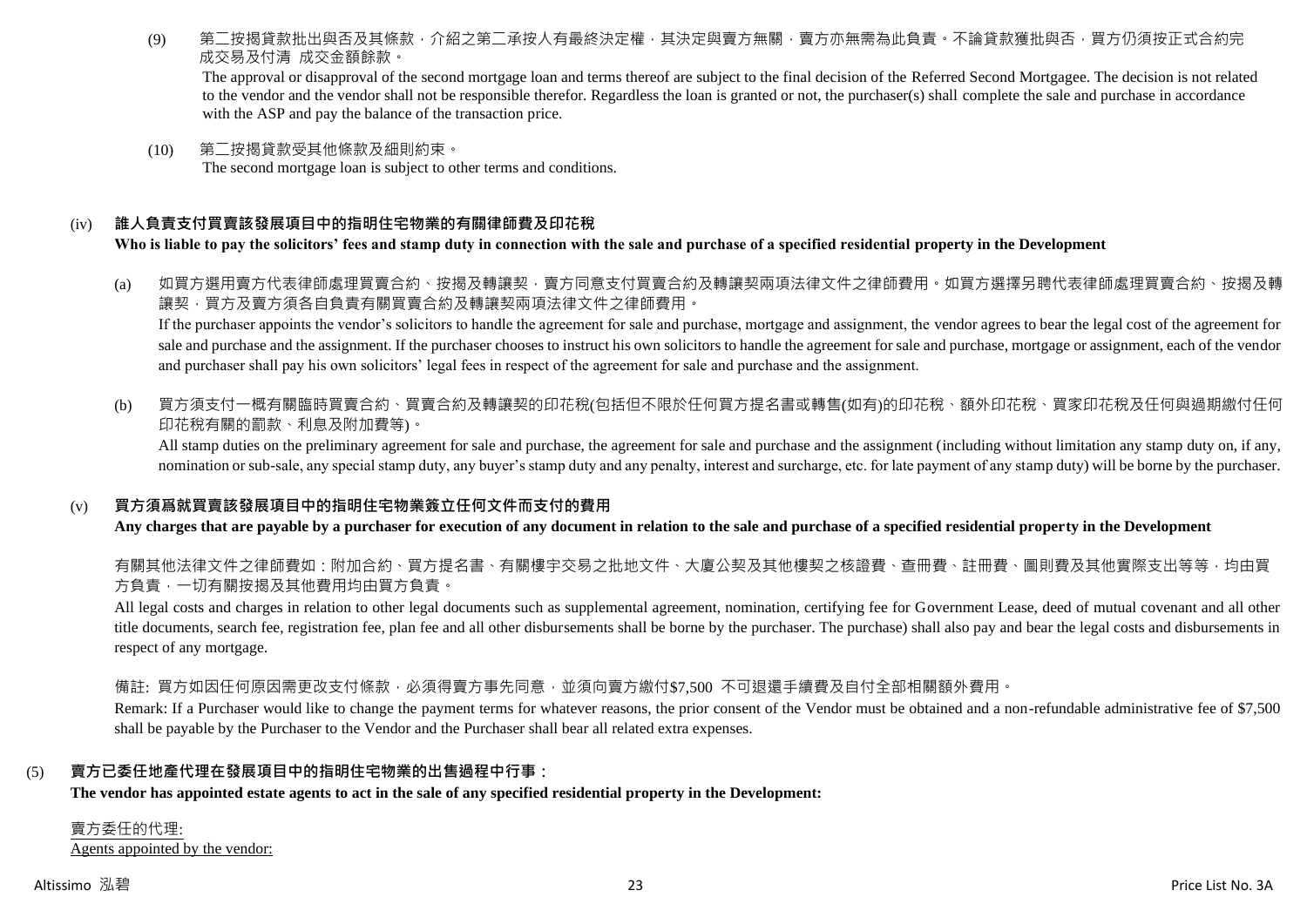(9) 第二按揭貸款批出與否及其條款，介紹之第二承按人有最終決定權，其決定與賣方無關，賣方亦無需為此負責。不論貸款獲批與否，買方仍須按正式合約完成交易及付清 成交金額餘款。

The approval or disapproval of the second mortgage loan and terms thereof are subject to the final decision of the Referred Second Mortgagee. The decision is not related to the vendor and the vendor shall not be responsible therefor. Regardless the loan is granted or not, the purchaser(s) shall complete the sale and purchase in accordance with the ASP and pay the balance of the transaction price.

(10) 第二按揭貸款受其他條款及細則約束。

The second mortgage loan is subject to other terms and conditions.

(iv) **誰人負責支付買賣該發展項目中的指明住宅物業的有關律師費及印花稅**

**Who is liable to pay the solicitors' fees and stamp duty in connection with the sale and purchase of a specified residential property in the Development**

(a) 如買方選用賣方代表律師處理買賣合約、按揭及轉讓契，賣方同意支付買賣合約及轉讓契兩項法律文件之律師費用。如買方選擇另聘代表律師處理買賣合約、按揭及轉讓契，買方及賣方須各自負責有關買賣合約及轉讓契兩項法律文件之律師費用。

If the purchaser appoints the vendor's solicitors to handle the agreement for sale and purchase, mortgage and assignment, the vendor agrees to bear the legal cost of the agreement for sale and purchase and the assignment. If the purchaser chooses to instruct his own solicitors to handle the agreement for sale and purchase, mortgage or assignment, each of the vendor and purchaser shall pay his own solicitors' legal fees in respect of the agreement for sale and purchase and the assignment.

(b) 買方須支付一概有關臨時買賣合約、買賣合約及轉讓契的印花稅(包括但不限於任何買方提名書或轉售(如有)的印花稅、額外印花稅、買家印花稅及任何與過期繳付任何印花稅有關的罰款、利息及附加費等)。

All stamp duties on the preliminary agreement for sale and purchase, the agreement for sale and purchase and the assignment (including without limitation any stamp duty on, if any, nomination or sub-sale, any special stamp duty, any buyer's stamp duty and any penalty, interest and surcharge, etc. for late payment of any stamp duty) will be borne by the purchaser.

(v) **買方須爲就買賣該發展項目中的指明住宅物業簽立任何文件而支付的費用**

**Any charges that are payable by a purchaser for execution of any document in relation to the sale and purchase of a specified residential property in the Development**

有關其他法律文件之律師費如：附加合約、買方提名書、有關樓宇交易之批地文件、大廈公契及其他樓契之核證費、查冊費、註冊費、圖則費及其他實際支出等等，均由買方負責，一切有關按揭及其他費用均由買方負責。

All legal costs and charges in relation to other legal documents such as supplemental agreement, nomination, certifying fee for Government Lease, deed of mutual covenant and all other title documents, search fee, registration fee, plan fee and all other disbursements shall be borne by the purchaser. The purchase) shall also pay and bear the legal costs and disbursements in respect of any mortgage.

備註: 買方如因任何原因需更改支付條款，必須得賣方事先同意，並須向賣方繳付$7,500 不可退還手續費及自付全部相關額外費用。

Remark: If a Purchaser would like to change the payment terms for whatever reasons, the prior consent of the Vendor must be obtained and a non-refundable administrative fee of $7,500 shall be payable by the Purchaser to the Vendor and the Purchaser shall bear all related extra expenses.

(5) **賣方已委任地產代理在發展項目中的指明住宅物業的出售過程中行事：**

**The vendor has appointed estate agents to act in the sale of any specified residential property in the Development:**

賣方委任的代理:
Agents appointed by the vendor: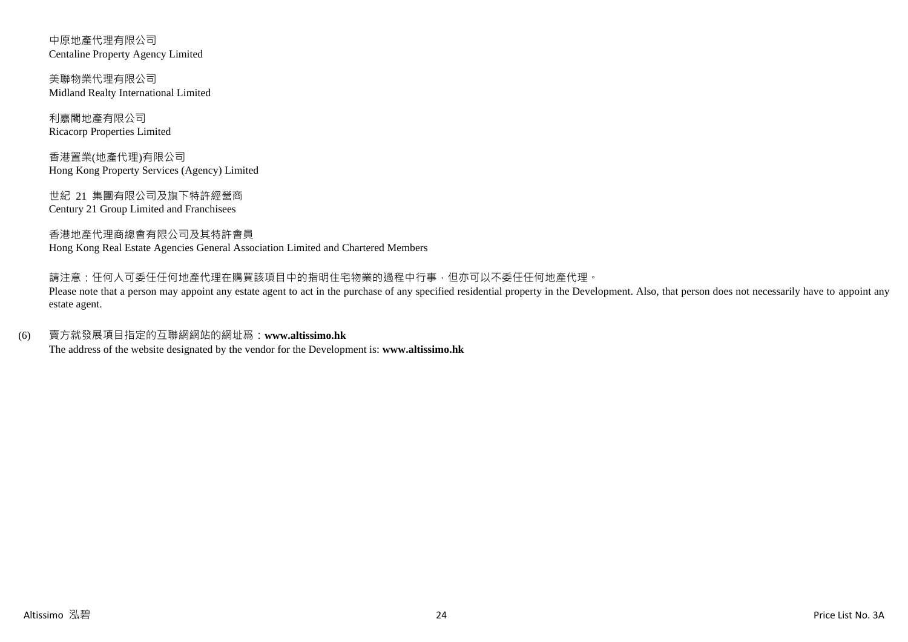中原地產代理有限公司
Centaline Property Agency Limited

美聯物業代理有限公司
Midland Realty International Limited

利嘉閣地產有限公司
Ricacorp Properties Limited

香港置業(地產代理)有限公司
Hong Kong Property Services (Agency) Limited

世紀 21 集團有限公司及旗下特許經營商
Century 21 Group Limited and Franchisees

香港地產代理商總會有限公司及其特許會員
Hong Kong Real Estate Agencies General Association Limited and Chartered Members

請注意：任何人可委任任何地產代理在購買該項目中的指明住宅物業的過程中行事，但亦可以不委任任何地產代理。
Please note that a person may appoint any estate agent to act in the purchase of any specified residential property in the Development. Also, that person does not necessarily have to appoint any estate agent.

(6) 賣方就發展項目指定的互聯網網站的網址爲：**www.altissimo.hk**
The address of the website designated by the vendor for the Development is: **www.altissimo.hk**